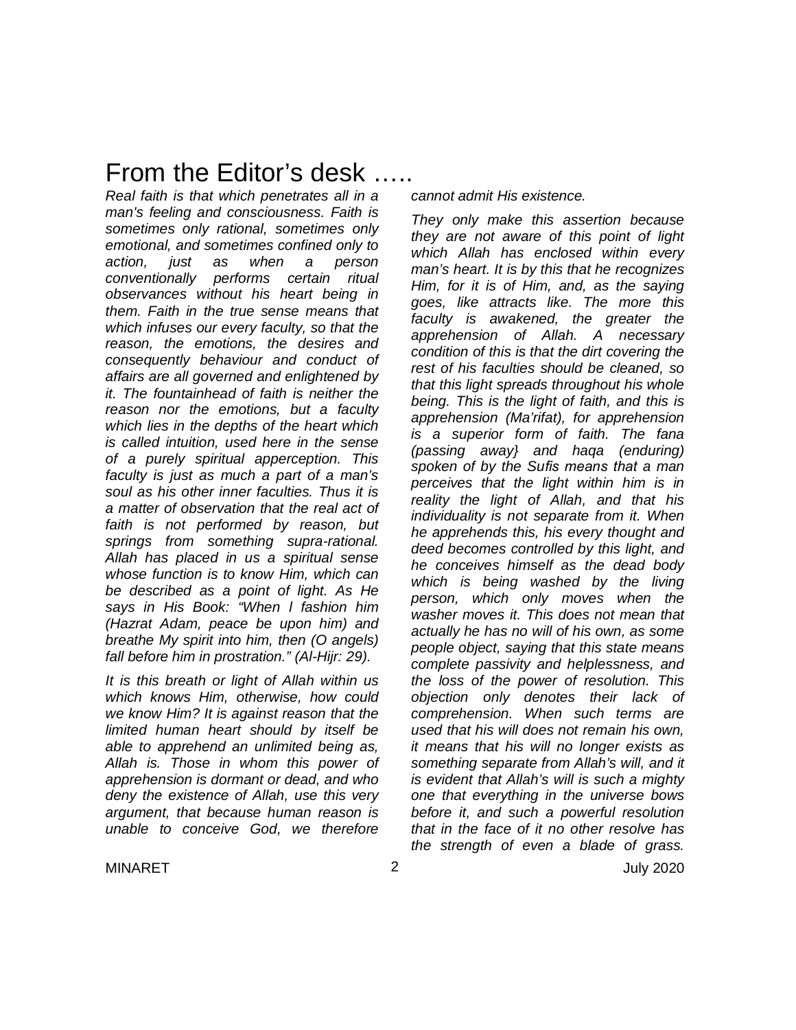# From the Editor's desk …..

*Real faith is that which penetrates all in a man's feeling and consciousness. Faith is sometimes only rational, sometimes only emotional, and sometimes confined only to action, just as when a person conventionally performs certain ritual observances without his heart being in them. Faith in the true sense means that which infuses our every faculty, so that the reason, the emotions, the desires and consequently behaviour and conduct of affairs are all governed and enlightened by it. The fountainhead of faith is neither the reason nor the emotions, but a faculty which lies in the depths of the heart which is called intuition, used here in the sense of a purely spiritual apperception. This faculty is just as much a part of a man's soul as his other inner faculties. Thus it is a matter of observation that the real act of faith is not performed by reason, but springs from something supra-rational. Allah has placed in us a spiritual sense whose function is to know Him, which can be described as a point of light. As He says in His Book: "When I fashion him (Hazrat Adam, peace be upon him) and breathe My spirit into him, then (O angels) fall before him in prostration." (Al-Hijr: 29).*

*It is this breath or light of Allah within us which knows Him, otherwise, how could we know Him? It is against reason that the limited human heart should by itself be able to apprehend an unlimited being as, Allah is. Those in whom this power of apprehension is dormant or dead, and who deny the existence of Allah, use this very argument, that because human reason is unable to conceive God, we therefore cannot admit His existence.*

*They only make this assertion because they are not aware of this point of light which Allah has enclosed within every man's heart. It is by this that he recognizes Him, for it is of Him, and, as the saying goes, like attracts like. The more this faculty is awakened, the greater the apprehension of Allah. A necessary condition of this is that the dirt covering the rest of his faculties should be cleaned, so that this light spreads throughout his whole being. This is the light of faith, and this is apprehension (Ma'rifat), for apprehension is a superior form of faith. The fana (passing away} and haqa (enduring) spoken of by the Sufis means that a man perceives that the light within him is in reality the light of Allah, and that his individuality is not separate from it. When he apprehends this, his every thought and deed becomes controlled by this light, and he conceives himself as the dead body which is being washed by the living person, which only moves when the washer moves it. This does not mean that actually he has no will of his own, as some people object, saying that this state means complete passivity and helplessness, and the loss of the power of resolution. This objection only denotes their lack of comprehension. When such terms are used that his will does not remain his own, it means that his will no longer exists as something separate from Allah's will, and it is evident that Allah's will is such a mighty one that everything in the universe bows before it, and such a powerful resolution that in the face of it no other resolve has the strength of even a blade of grass.*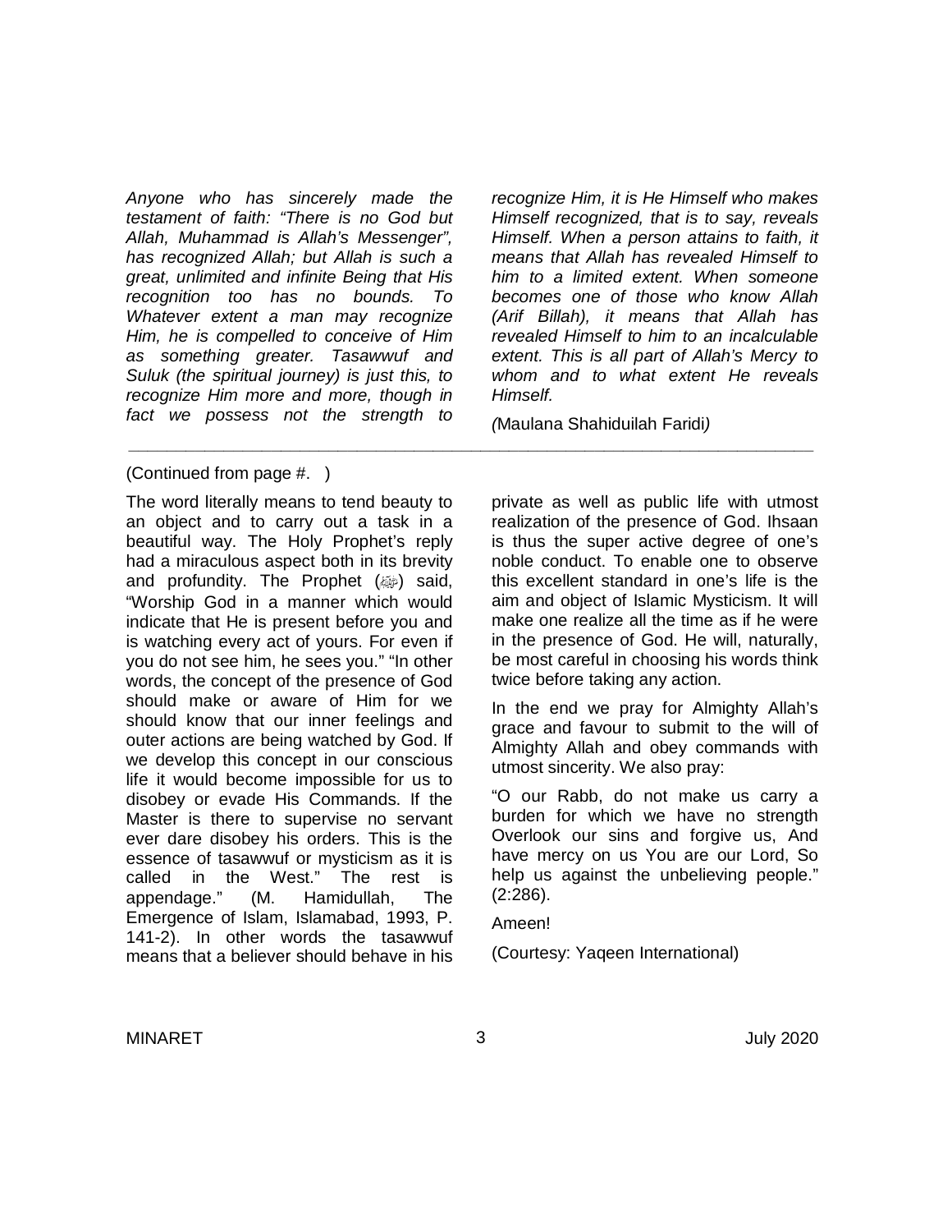*Anyone who has sincerely made the testament of faith: "There is no God but Allah, Muhammad is Allah's Messenger", has recognized Allah; but Allah is such a great, unlimited and infinite Being that His recognition too has no bounds. To Whatever extent a man may recognize Him, he is compelled to conceive of Him as something greater. Tasawwuf and Suluk (the spiritual journey) is just this, to recognize Him more and more, though in fact we possess not the strength to recognize Him, it is He Himself who makes Himself recognized, that is to say, reveals Himself. When a person attains to faith, it means that Allah has revealed Himself to him to a limited extent. When someone becomes one of those who know Allah (Arif Billah), it means that Allah has revealed Himself to him to an incalculable extent. This is all part of Allah's Mercy to whom and to what extent He reveals Himself.*

*(*Maulana Shahiduilah Faridi*)*

---

(Continued from page #. )

The word literally means to tend beauty to an object and to carry out a task in a beautiful way. The Holy Prophet's reply had a miraculous aspect both in its brevity and profundity. The Prophet (ﷺ) said, "Worship God in a manner which would indicate that He is present before you and is watching every act of yours. For even if you do not see him, he sees you." "In other words, the concept of the presence of God should make or aware of Him for we should know that our inner feelings and outer actions are being watched by God. If we develop this concept in our conscious life it would become impossible for us to disobey or evade His Commands. If the Master is there to supervise no servant ever dare disobey his orders. This is the essence of tasawwuf or mysticism as it is called in the West." The rest is appendage." (M. Hamidullah, The Emergence of Islam, Islamabad, 1993, P. 141-2). In other words the tasawwuf means that a believer should behave in his private as well as public life with utmost realization of the presence of God. Ihsaan is thus the super active degree of one's noble conduct. To enable one to observe this excellent standard in one's life is the aim and object of Islamic Mysticism. It will make one realize all the time as if he were in the presence of God. He will, naturally, be most careful in choosing his words think twice before taking any action.

In the end we pray for Almighty Allah's grace and favour to submit to the will of Almighty Allah and obey commands with utmost sincerity. We also pray:

"O our Rabb, do not make us carry a burden for which we have no strength Overlook our sins and forgive us, And have mercy on us You are our Lord, So help us against the unbelieving people." (2:286).

Ameen!

(Courtesy: Yaqeen International)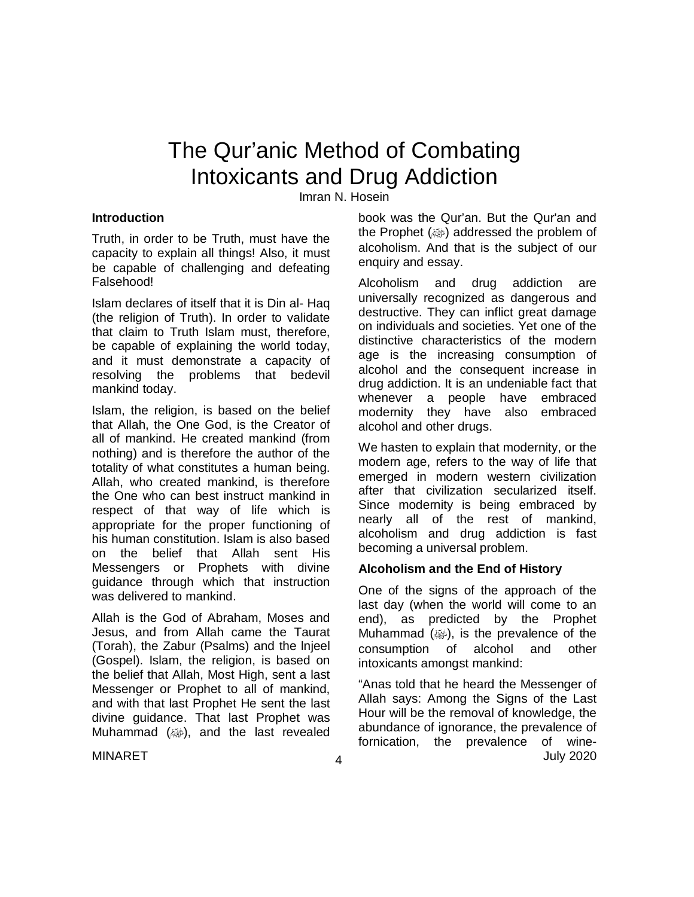# The Qur'anic Method of Combating Intoxicants and Drug Addiction

Imran N. Hosein

### Introduction

Truth, in order to be Truth, must have the capacity to explain all things! Also, it must be capable of challenging and defeating Falsehood!

Islam declares of itself that it is Din al- Haq (the religion of Truth). In order to validate that claim to Truth Islam must, therefore, be capable of explaining the world today, and it must demonstrate a capacity of resolving the problems that bedevil mankind today.

Islam, the religion, is based on the belief that Allah, the One God, is the Creator of all of mankind. He created mankind (from nothing) and is therefore the author of the totality of what constitutes a human being. Allah, who created mankind, is therefore the One who can best instruct mankind in respect of that way of life which is appropriate for the proper functioning of his human constitution. Islam is also based on the belief that Allah sent His Messengers or Prophets with divine guidance through which that instruction was delivered to mankind.

Allah is the God of Abraham, Moses and Jesus, and from Allah came the Taurat (Torah), the Zabur (Psalms) and the lnjeel (Gospel). Islam, the religion, is based on the belief that Allah, Most High, sent a last Messenger or Prophet to all of mankind, and with that last Prophet He sent the last divine guidance. That last Prophet was Muhammad (ﷺ), and the last revealed book was the Qur'an. But the Qur'an and the Prophet (ﷺ) addressed the problem of alcoholism. And that is the subject of our enquiry and essay.

Alcoholism and drug addiction are universally recognized as dangerous and destructive. They can inflict great damage on individuals and societies. Yet one of the distinctive characteristics of the modern age is the increasing consumption of alcohol and the consequent increase in drug addiction. It is an undeniable fact that whenever a people have embraced modernity they have also embraced alcohol and other drugs.

We hasten to explain that modernity, or the modern age, refers to the way of life that emerged in modern western civilization after that civilization secularized itself. Since modernity is being embraced by nearly all of the rest of mankind, alcoholism and drug addiction is fast becoming a universal problem.

### Alcoholism and the End of History

One of the signs of the approach of the last day (when the world will come to an end), as predicted by the Prophet Muhammad (ﷺ), is the prevalence of the consumption of alcohol and other intoxicants amongst mankind:

"Anas told that he heard the Messenger of Allah says: Among the Signs of the Last Hour will be the removal of knowledge, the abundance of ignorance, the prevalence of fornication, the prevalence of wine-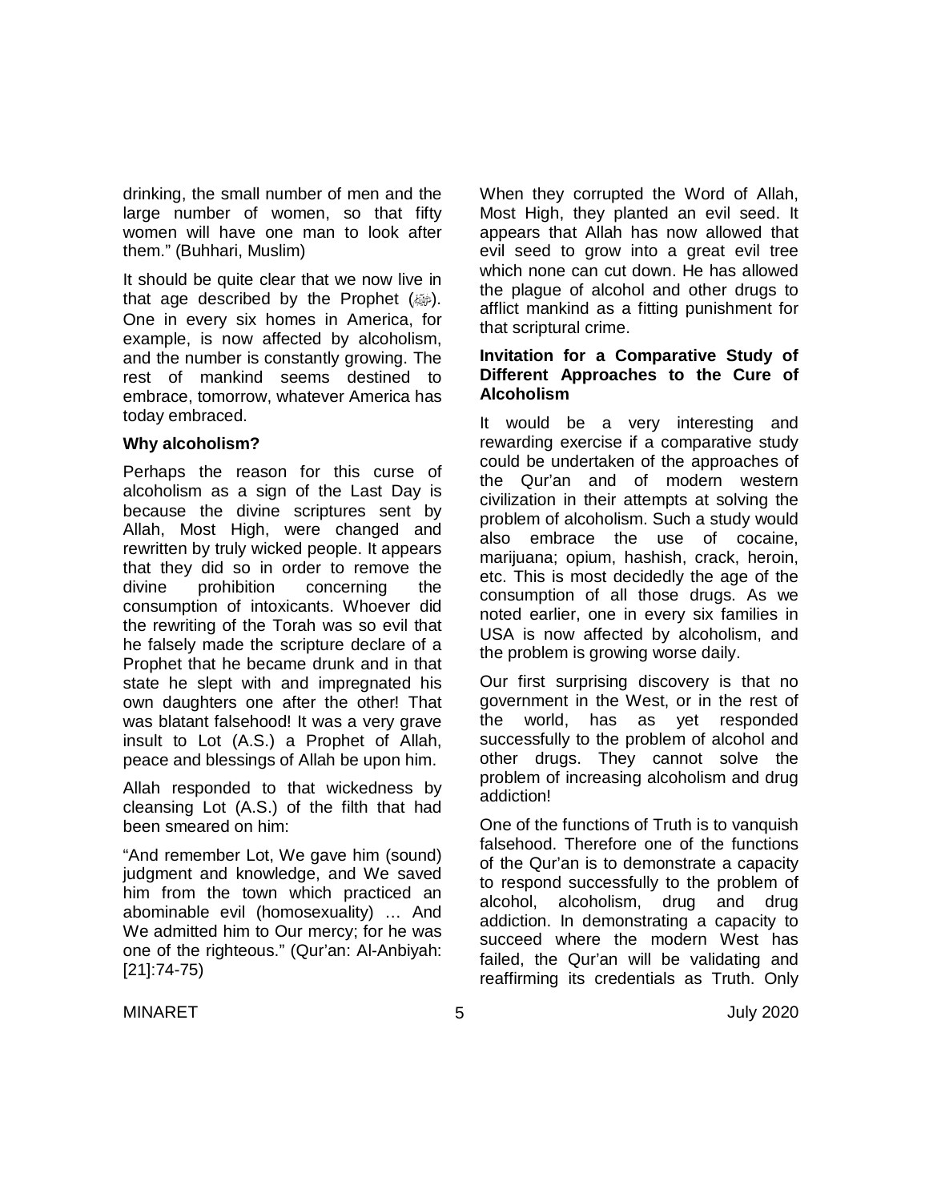drinking, the small number of men and the large number of women, so that fifty women will have one man to look after them." (Buhhari, Muslim)

It should be quite clear that we now live in that age described by the Prophet (ﷺ). One in every six homes in America, for example, is now affected by alcoholism, and the number is constantly growing. The rest of mankind seems destined to embrace, tomorrow, whatever America has today embraced.

**Why alcoholism?**

Perhaps the reason for this curse of alcoholism as a sign of the Last Day is because the divine scriptures sent by Allah, Most High, were changed and rewritten by truly wicked people. It appears that they did so in order to remove the divine prohibition concerning the consumption of intoxicants. Whoever did the rewriting of the Torah was so evil that he falsely made the scripture declare of a Prophet that he became drunk and in that state he slept with and impregnated his own daughters one after the other! That was blatant falsehood! It was a very grave insult to Lot (A.S.) a Prophet of Allah, peace and blessings of Allah be upon him.

Allah responded to that wickedness by cleansing Lot (A.S.) of the filth that had been smeared on him:

"And remember Lot, We gave him (sound) judgment and knowledge, and We saved him from the town which practiced an abominable evil (homosexuality) … And We admitted him to Our mercy; for he was one of the righteous." (Qur'an: Al-Anbiyah: [21]:74-75)

When they corrupted the Word of Allah, Most High, they planted an evil seed. It appears that Allah has now allowed that evil seed to grow into a great evil tree which none can cut down. He has allowed the plague of alcohol and other drugs to afflict mankind as a fitting punishment for that scriptural crime.

**Invitation for a Comparative Study of Different Approaches to the Cure of Alcoholism**

It would be a very interesting and rewarding exercise if a comparative study could be undertaken of the approaches of the Qur'an and of modern western civilization in their attempts at solving the problem of alcoholism. Such a study would also embrace the use of cocaine, marijuana; opium, hashish, crack, heroin, etc. This is most decidedly the age of the consumption of all those drugs. As we noted earlier, one in every six families in USA is now affected by alcoholism, and the problem is growing worse daily.

Our first surprising discovery is that no government in the West, or in the rest of the world, has as yet responded successfully to the problem of alcohol and other drugs. They cannot solve the problem of increasing alcoholism and drug addiction!

One of the functions of Truth is to vanquish falsehood. Therefore one of the functions of the Qur'an is to demonstrate a capacity to respond successfully to the problem of alcohol, alcoholism, drug and drug addiction. In demonstrating a capacity to succeed where the modern West has failed, the Qur'an will be validating and reaffirming its credentials as Truth. Only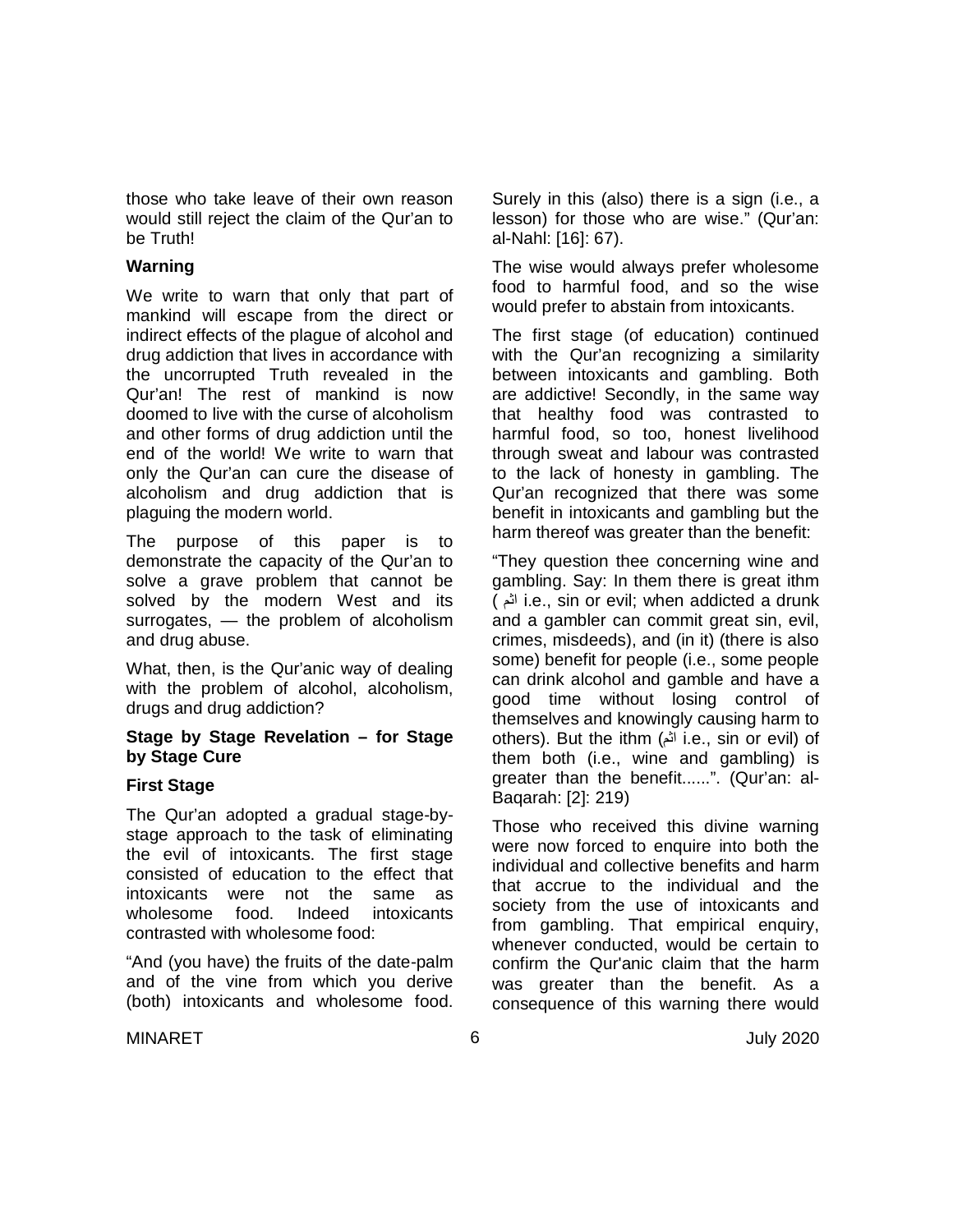those who take leave of their own reason would still reject the claim of the Qur'an to be Truth!

**Warning**

We write to warn that only that part of mankind will escape from the direct or indirect effects of the plague of alcohol and drug addiction that lives in accordance with the uncorrupted Truth revealed in the Qur'an! The rest of mankind is now doomed to live with the curse of alcoholism and other forms of drug addiction until the end of the world! We write to warn that only the Qur'an can cure the disease of alcoholism and drug addiction that is plaguing the modern world.

The purpose of this paper is to demonstrate the capacity of the Qur'an to solve a grave problem that cannot be solved by the modern West and its surrogates, — the problem of alcoholism and drug abuse.

What, then, is the Qur'anic way of dealing with the problem of alcohol, alcoholism, drugs and drug addiction?

**Stage by Stage Revelation – for Stage by Stage Cure**

**First Stage**

The Qur'an adopted a gradual stage-by-stage approach to the task of eliminating the evil of intoxicants. The first stage consisted of education to the effect that intoxicants were not the same as wholesome food. Indeed intoxicants contrasted with wholesome food:

"And (you have) the fruits of the date-palm and of the vine from which you derive (both) intoxicants and wholesome food. Surely in this (also) there is a sign (i.e., a lesson) for those who are wise." (Qur'an: al-Nahl: [16]: 67).

The wise would always prefer wholesome food to harmful food, and so the wise would prefer to abstain from intoxicants.

The first stage (of education) continued with the Qur'an recognizing a similarity between intoxicants and gambling. Both are addictive! Secondly, in the same way that healthy food was contrasted to harmful food, so too, honest livelihood through sweat and labour was contrasted to the lack of honesty in gambling. The Qur'an recognized that there was some benefit in intoxicants and gambling but the harm thereof was greater than the benefit:

"They question thee concerning wine and gambling. Say: In them there is great ithm ( اثم i.e., sin or evil; when addicted a drunk and a gambler can commit great sin, evil, crimes, misdeeds), and (in it) (there is also some) benefit for people (i.e., some people can drink alcohol and gamble and have a good time without losing control of themselves and knowingly causing harm to others). But the ithm (اثم i.e., sin or evil) of them both (i.e., wine and gambling) is greater than the benefit......". (Qur'an: al-Baqarah: [2]: 219)

Those who received this divine warning were now forced to enquire into both the individual and collective benefits and harm that accrue to the individual and the society from the use of intoxicants and from gambling. That empirical enquiry, whenever conducted, would be certain to confirm the Qur'anic claim that the harm was greater than the benefit. As a consequence of this warning there would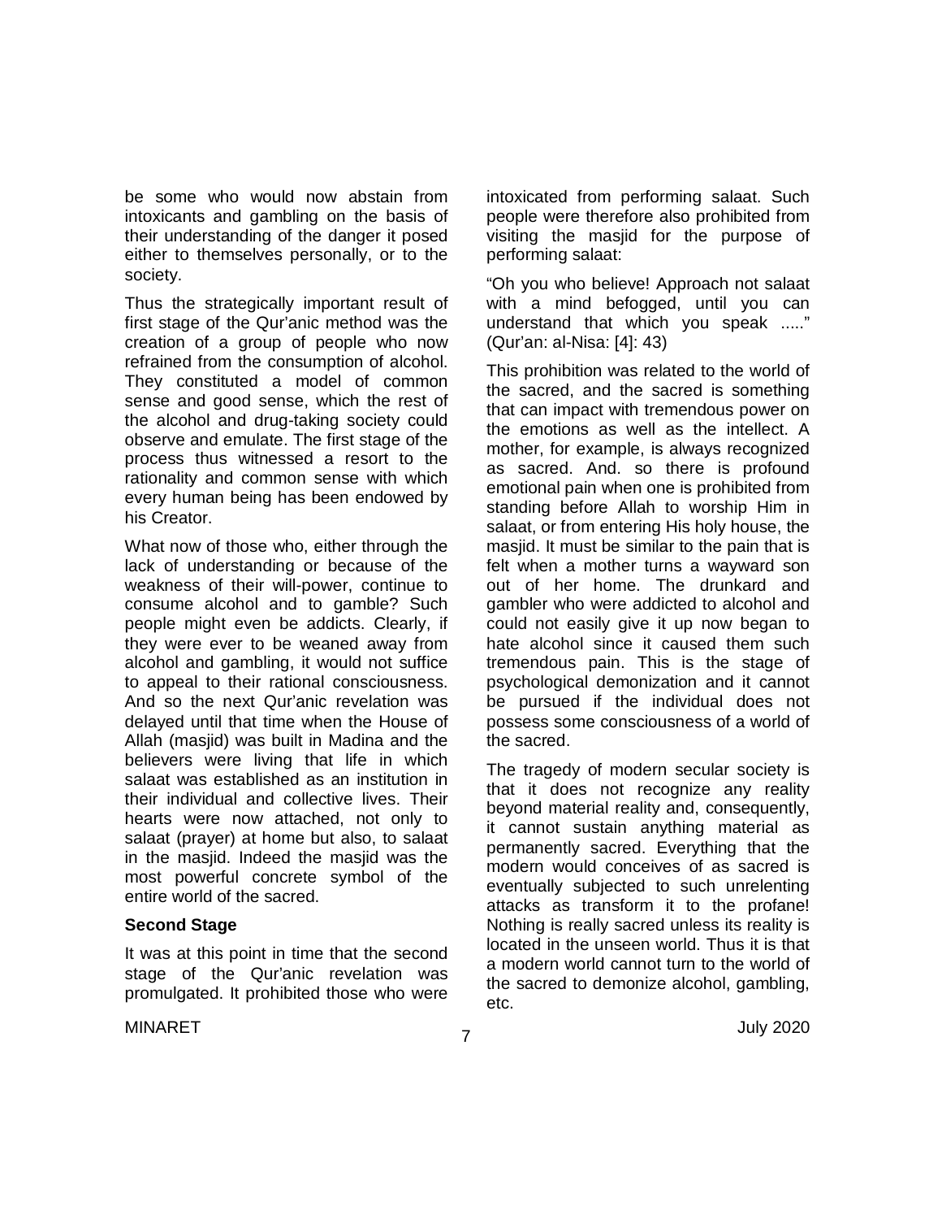be some who would now abstain from intoxicants and gambling on the basis of their understanding of the danger it posed either to themselves personally, or to the society.

Thus the strategically important result of first stage of the Qur'anic method was the creation of a group of people who now refrained from the consumption of alcohol. They constituted a model of common sense and good sense, which the rest of the alcohol and drug-taking society could observe and emulate. The first stage of the process thus witnessed a resort to the rationality and common sense with which every human being has been endowed by his Creator.

What now of those who, either through the lack of understanding or because of the weakness of their will-power, continue to consume alcohol and to gamble? Such people might even be addicts. Clearly, if they were ever to be weaned away from alcohol and gambling, it would not suffice to appeal to their rational consciousness. And so the next Qur'anic revelation was delayed until that time when the House of Allah (masjid) was built in Madina and the believers were living that life in which salaat was established as an institution in their individual and collective lives. Their hearts were now attached, not only to salaat (prayer) at home but also, to salaat in the masjid. Indeed the masjid was the most powerful concrete symbol of the entire world of the sacred.

**Second Stage**

It was at this point in time that the second stage of the Qur'anic revelation was promulgated. It prohibited those who were intoxicated from performing salaat. Such people were therefore also prohibited from visiting the masjid for the purpose of performing salaat:

"Oh you who believe! Approach not salaat with a mind befogged, until you can understand that which you speak ....." (Qur'an: al-Nisa: [4]: 43)

This prohibition was related to the world of the sacred, and the sacred is something that can impact with tremendous power on the emotions as well as the intellect. A mother, for example, is always recognized as sacred. And. so there is profound emotional pain when one is prohibited from standing before Allah to worship Him in salaat, or from entering His holy house, the masjid. It must be similar to the pain that is felt when a mother turns a wayward son out of her home. The drunkard and gambler who were addicted to alcohol and could not easily give it up now began to hate alcohol since it caused them such tremendous pain. This is the stage of psychological demonization and it cannot be pursued if the individual does not possess some consciousness of a world of the sacred.

The tragedy of modern secular society is that it does not recognize any reality beyond material reality and, consequently, it cannot sustain anything material as permanently sacred. Everything that the modern would conceives of as sacred is eventually subjected to such unrelenting attacks as transform it to the profane! Nothing is really sacred unless its reality is located in the unseen world. Thus it is that a modern world cannot turn to the world of the sacred to demonize alcohol, gambling, etc.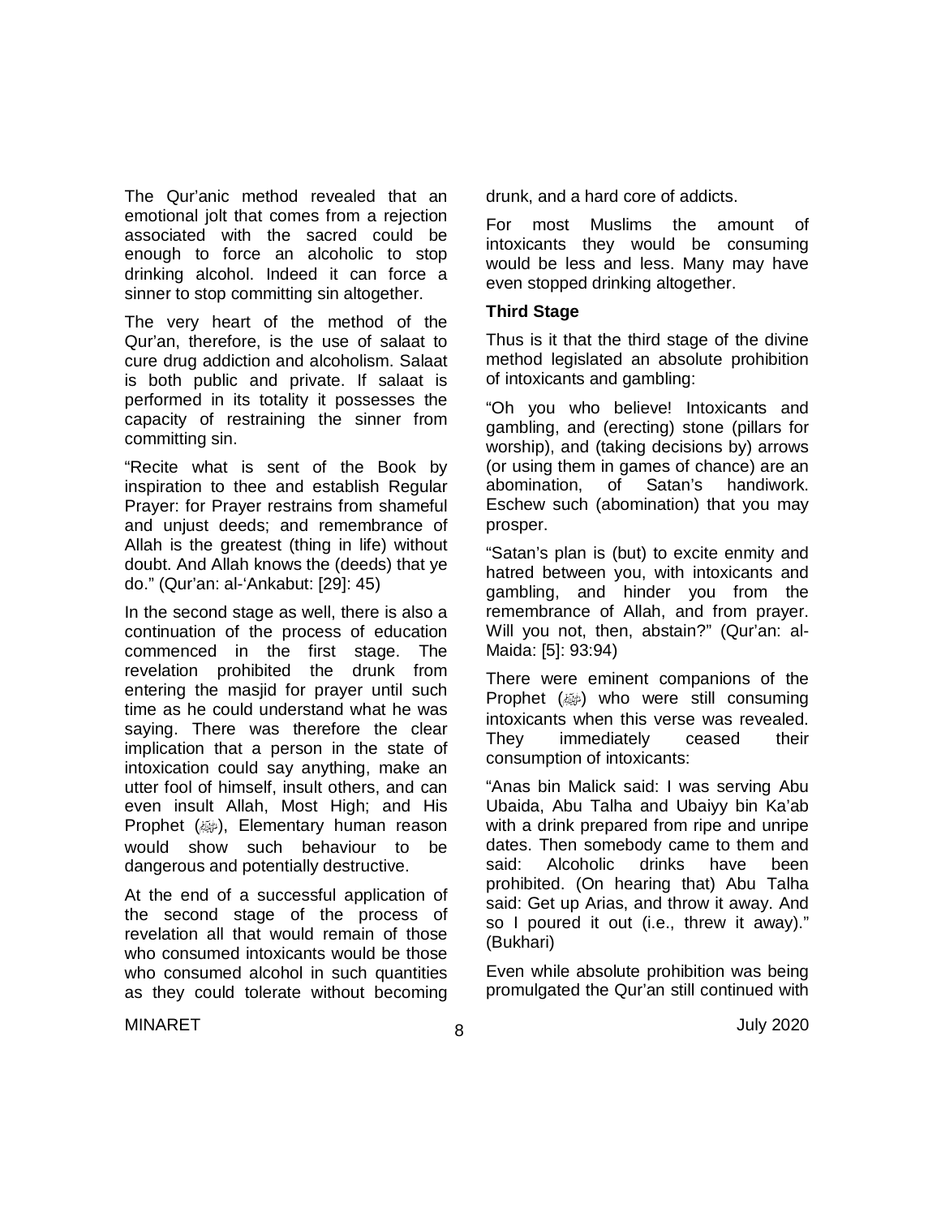The Qur'anic method revealed that an emotional jolt that comes from a rejection associated with the sacred could be enough to force an alcoholic to stop drinking alcohol. Indeed it can force a sinner to stop committing sin altogether.

The very heart of the method of the Qur'an, therefore, is the use of salaat to cure drug addiction and alcoholism. Salaat is both public and private. If salaat is performed in its totality it possesses the capacity of restraining the sinner from committing sin.

"Recite what is sent of the Book by inspiration to thee and establish Regular Prayer: for Prayer restrains from shameful and unjust deeds; and remembrance of Allah is the greatest (thing in life) without doubt. And Allah knows the (deeds) that ye do." (Qur'an: al-'Ankabut: [29]: 45)

In the second stage as well, there is also a continuation of the process of education commenced in the first stage. The revelation prohibited the drunk from entering the masjid for prayer until such time as he could understand what he was saying. There was therefore the clear implication that a person in the state of intoxication could say anything, make an utter fool of himself, insult others, and can even insult Allah, Most High; and His Prophet (ﷺ), Elementary human reason would show such behaviour to be dangerous and potentially destructive.

At the end of a successful application of the second stage of the process of revelation all that would remain of those who consumed intoxicants would be those who consumed alcohol in such quantities as they could tolerate without becoming drunk, and a hard core of addicts.

For most Muslims the amount of intoxicants they would be consuming would be less and less. Many may have even stopped drinking altogether.

**Third Stage**

Thus is it that the third stage of the divine method legislated an absolute prohibition of intoxicants and gambling:

"Oh you who believe! Intoxicants and gambling, and (erecting) stone (pillars for worship), and (taking decisions by) arrows (or using them in games of chance) are an abomination, of Satan's handiwork. Eschew such (abomination) that you may prosper.

"Satan's plan is (but) to excite enmity and hatred between you, with intoxicants and gambling, and hinder you from the remembrance of Allah, and from prayer. Will you not, then, abstain?" (Qur'an: al-Maida: [5]: 93:94)

There were eminent companions of the Prophet (ﷺ) who were still consuming intoxicants when this verse was revealed. They immediately ceased their consumption of intoxicants:

"Anas bin Malick said: I was serving Abu Ubaida, Abu Talha and Ubaiyy bin Ka'ab with a drink prepared from ripe and unripe dates. Then somebody came to them and said: Alcoholic drinks have been prohibited. (On hearing that) Abu Talha said: Get up Arias, and throw it away. And so I poured it out (i.e., threw it away)." (Bukhari)

Even while absolute prohibition was being promulgated the Qur'an still continued with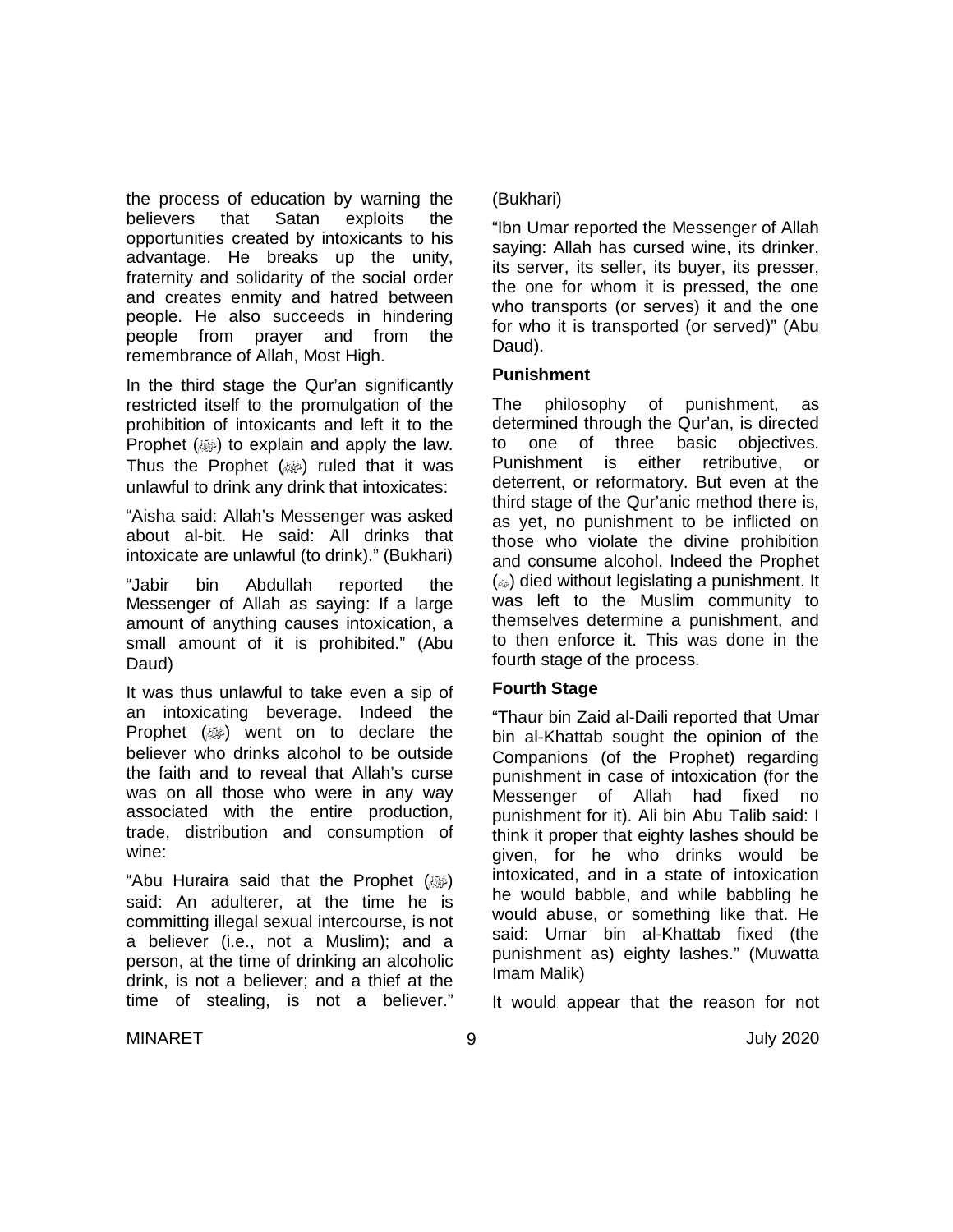the process of education by warning the believers that Satan exploits the opportunities created by intoxicants to his advantage. He breaks up the unity, fraternity and solidarity of the social order and creates enmity and hatred between people. He also succeeds in hindering people from prayer and from the remembrance of Allah, Most High.

In the third stage the Qur'an significantly restricted itself to the promulgation of the prohibition of intoxicants and left it to the Prophet (ﷺ) to explain and apply the law. Thus the Prophet (ﷺ) ruled that it was unlawful to drink any drink that intoxicates:

"Aisha said: Allah's Messenger was asked about al-bit. He said: All drinks that intoxicate are unlawful (to drink)." (Bukhari)

"Jabir bin Abdullah reported the Messenger of Allah as saying: If a large amount of anything causes intoxication, a small amount of it is prohibited." (Abu Daud)

It was thus unlawful to take even a sip of an intoxicating beverage. Indeed the Prophet (ﷺ) went on to declare the believer who drinks alcohol to be outside the faith and to reveal that Allah's curse was on all those who were in any way associated with the entire production, trade, distribution and consumption of wine:

"Abu Huraira said that the Prophet (ﷺ) said: An adulterer, at the time he is committing illegal sexual intercourse, is not a believer (i.e., not a Muslim); and a person, at the time of drinking an alcoholic drink, is not a believer; and a thief at the time of stealing, is not a believer." (Bukhari)

"Ibn Umar reported the Messenger of Allah saying: Allah has cursed wine, its drinker, its server, its seller, its buyer, its presser, the one for whom it is pressed, the one who transports (or serves) it and the one for who it is transported (or served)" (Abu Daud).

### Punishment

The philosophy of punishment, as determined through the Qur'an, is directed to one of three basic objectives. Punishment is either retributive, or deterrent, or reformatory. But even at the third stage of the Qur'anic method there is, as yet, no punishment to be inflicted on those who violate the divine prohibition and consume alcohol. Indeed the Prophet (ﷺ) died without legislating a punishment. It was left to the Muslim community to themselves determine a punishment, and to then enforce it. This was done in the fourth stage of the process.

### Fourth Stage

"Thaur bin Zaid al-Daili reported that Umar bin al-Khattab sought the opinion of the Companions (of the Prophet) regarding punishment in case of intoxication (for the Messenger of Allah had fixed no punishment for it). Ali bin Abu Talib said: I think it proper that eighty lashes should be given, for he who drinks would be intoxicated, and in a state of intoxication he would babble, and while babbling he would abuse, or something like that. He said: Umar bin al-Khattab fixed (the punishment as) eighty lashes." (Muwatta Imam Malik)

It would appear that the reason for not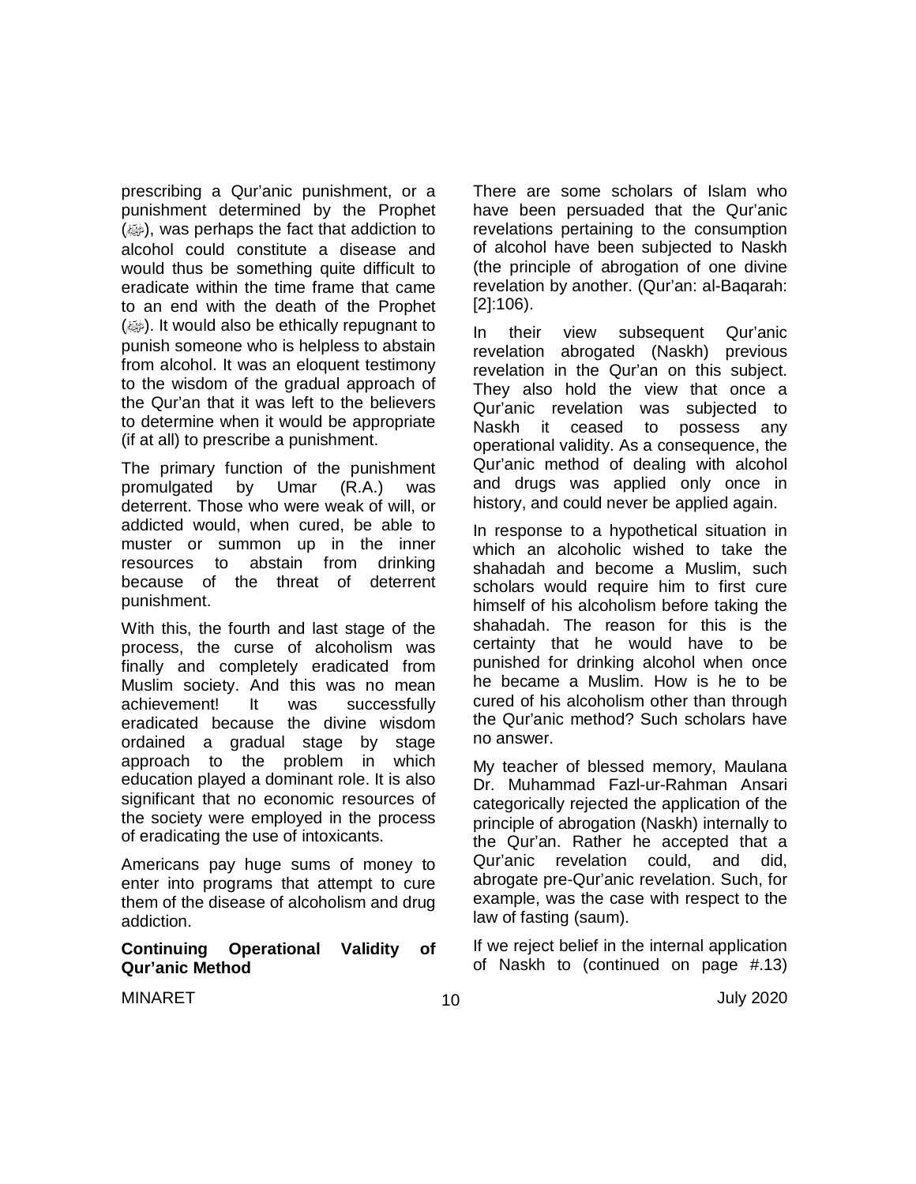prescribing a Qur'anic punishment, or a punishment determined by the Prophet (ﷺ), was perhaps the fact that addiction to alcohol could constitute a disease and would thus be something quite difficult to eradicate within the time frame that came to an end with the death of the Prophet (ﷺ). It would also be ethically repugnant to punish someone who is helpless to abstain from alcohol. It was an eloquent testimony to the wisdom of the gradual approach of the Qur'an that it was left to the believers to determine when it would be appropriate (if at all) to prescribe a punishment.

The primary function of the punishment promulgated by Umar (R.A.) was deterrent. Those who were weak of will, or addicted would, when cured, be able to muster or summon up in the inner resources to abstain from drinking because of the threat of deterrent punishment.

With this, the fourth and last stage of the process, the curse of alcoholism was finally and completely eradicated from Muslim society. And this was no mean achievement! It was successfully eradicated because the divine wisdom ordained a gradual stage by stage approach to the problem in which education played a dominant role. It is also significant that no economic resources of the society were employed in the process of eradicating the use of intoxicants.

Americans pay huge sums of money to enter into programs that attempt to cure them of the disease of alcoholism and drug addiction.

**Continuing Operational Validity of Qur'anic Method**

There are some scholars of Islam who have been persuaded that the Qur'anic revelations pertaining to the consumption of alcohol have been subjected to Naskh (the principle of abrogation of one divine revelation by another. (Qur'an: al-Baqarah: [2]:106).

In their view subsequent Qur'anic revelation abrogated (Naskh) previous revelation in the Qur'an on this subject. They also hold the view that once a Qur'anic revelation was subjected to Naskh it ceased to possess any operational validity. As a consequence, the Qur'anic method of dealing with alcohol and drugs was applied only once in history, and could never be applied again.

In response to a hypothetical situation in which an alcoholic wished to take the shahadah and become a Muslim, such scholars would require him to first cure himself of his alcoholism before taking the shahadah. The reason for this is the certainty that he would have to be punished for drinking alcohol when once he became a Muslim. How is he to be cured of his alcoholism other than through the Qur'anic method? Such scholars have no answer.

My teacher of blessed memory, Maulana Dr. Muhammad Fazl-ur-Rahman Ansari categorically rejected the application of the principle of abrogation (Naskh) internally to the Qur'an. Rather he accepted that a Qur'anic revelation could, and did, abrogate pre-Qur'anic revelation. Such, for example, was the case with respect to the law of fasting (saum).

If we reject belief in the internal application of Naskh to (continued on page #.13)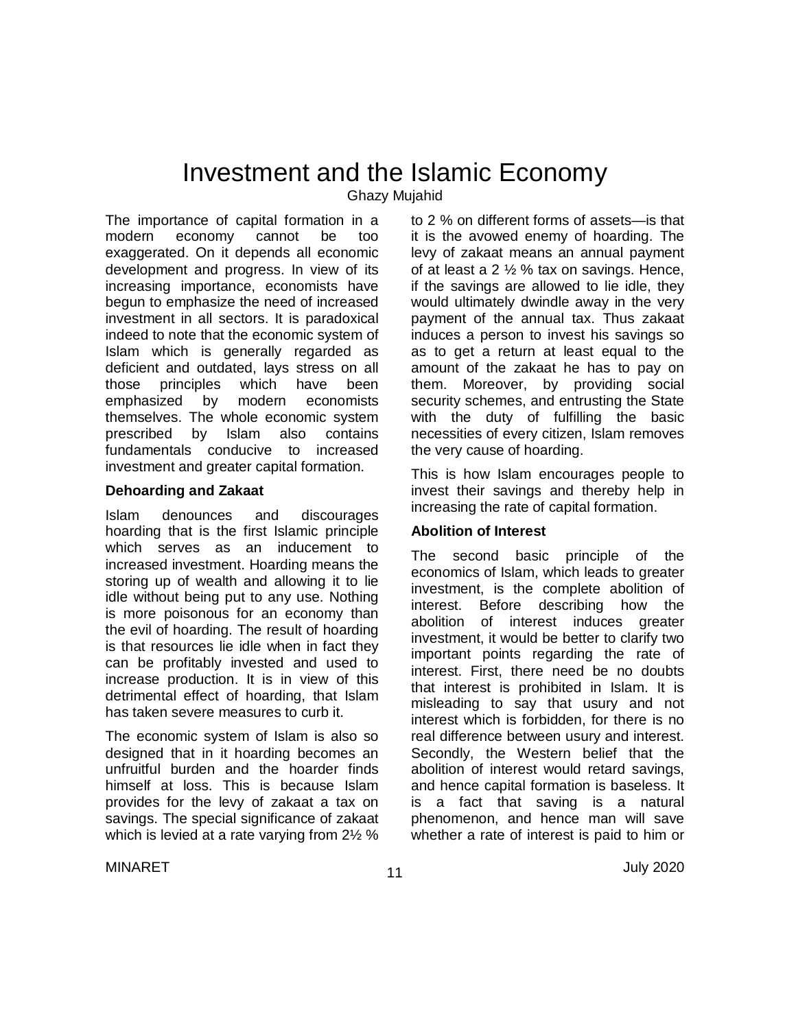# Investment and the Islamic Economy

Ghazy Mujahid

The importance of capital formation in a modern economy cannot be too exaggerated. On it depends all economic development and progress. In view of its increasing importance, economists have begun to emphasize the need of increased investment in all sectors. It is paradoxical indeed to note that the economic system of Islam which is generally regarded as deficient and outdated, lays stress on all those principles which have been emphasized by modern economists themselves. The whole economic system prescribed by Islam also contains fundamentals conducive to increased investment and greater capital formation.

**Dehoarding and Zakaat**

Islam denounces and discourages hoarding that is the first Islamic principle which serves as an inducement to increased investment. Hoarding means the storing up of wealth and allowing it to lie idle without being put to any use. Nothing is more poisonous for an economy than the evil of hoarding. The result of hoarding is that resources lie idle when in fact they can be profitably invested and used to increase production. It is in view of this detrimental effect of hoarding, that Islam has taken severe measures to curb it.

The economic system of Islam is also so designed that in it hoarding becomes an unfruitful burden and the hoarder finds himself at loss. This is because Islam provides for the levy of zakaat a tax on savings. The special significance of zakaat which is levied at a rate varying from 2½ % to 2 % on different forms of assets—is that it is the avowed enemy of hoarding. The levy of zakaat means an annual payment of at least a 2 ½ % tax on savings. Hence, if the savings are allowed to lie idle, they would ultimately dwindle away in the very payment of the annual tax. Thus zakaat induces a person to invest his savings so as to get a return at least equal to the amount of the zakaat he has to pay on them. Moreover, by providing social security schemes, and entrusting the State with the duty of fulfilling the basic necessities of every citizen, Islam removes the very cause of hoarding.

This is how Islam encourages people to invest their savings and thereby help in increasing the rate of capital formation.

**Abolition of Interest**

The second basic principle of the economics of Islam, which leads to greater investment, is the complete abolition of interest. Before describing how the abolition of interest induces greater investment, it would be better to clarify two important points regarding the rate of interest. First, there need be no doubts that interest is prohibited in Islam. It is misleading to say that usury and not interest which is forbidden, for there is no real difference between usury and interest. Secondly, the Western belief that the abolition of interest would retard savings, and hence capital formation is baseless. It is a fact that saving is a natural phenomenon, and hence man will save whether a rate of interest is paid to him or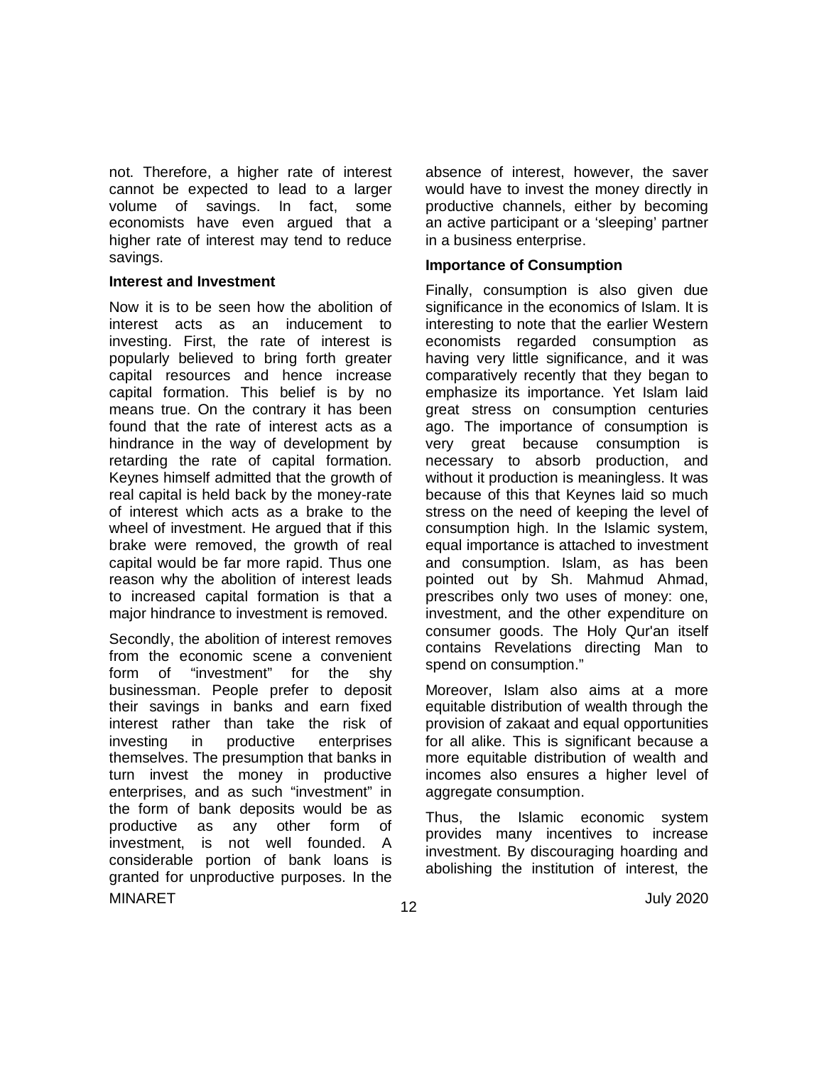not. Therefore, a higher rate of interest cannot be expected to lead to a larger volume of savings. In fact, some economists have even argued that a higher rate of interest may tend to reduce savings.

**Interest and Investment**

Now it is to be seen how the abolition of interest acts as an inducement to investing. First, the rate of interest is popularly believed to bring forth greater capital resources and hence increase capital formation. This belief is by no means true. On the contrary it has been found that the rate of interest acts as a hindrance in the way of development by retarding the rate of capital formation. Keynes himself admitted that the growth of real capital is held back by the money-rate of interest which acts as a brake to the wheel of investment. He argued that if this brake were removed, the growth of real capital would be far more rapid. Thus one reason why the abolition of interest leads to increased capital formation is that a major hindrance to investment is removed.

Secondly, the abolition of interest removes from the economic scene a convenient form of "investment" for the shy businessman. People prefer to deposit their savings in banks and earn fixed interest rather than take the risk of investing in productive enterprises themselves. The presumption that banks in turn invest the money in productive enterprises, and as such "investment" in the form of bank deposits would be as productive as any other form of investment, is not well founded. A considerable portion of bank loans is granted for unproductive purposes. In the absence of interest, however, the saver would have to invest the money directly in productive channels, either by becoming an active participant or a 'sleeping' partner in a business enterprise.

**Importance of Consumption**

Finally, consumption is also given due significance in the economics of Islam. It is interesting to note that the earlier Western economists regarded consumption as having very little significance, and it was comparatively recently that they began to emphasize its importance. Yet Islam laid great stress on consumption centuries ago. The importance of consumption is very great because consumption is necessary to absorb production, and without it production is meaningless. It was because of this that Keynes laid so much stress on the need of keeping the level of consumption high. In the Islamic system, equal importance is attached to investment and consumption. Islam, as has been pointed out by Sh. Mahmud Ahmad, prescribes only two uses of money: one, investment, and the other expenditure on consumer goods. The Holy Qur'an itself contains Revelations directing Man to spend on consumption."

Moreover, Islam also aims at a more equitable distribution of wealth through the provision of zakaat and equal opportunities for all alike. This is significant because a more equitable distribution of wealth and incomes also ensures a higher level of aggregate consumption.

Thus, the Islamic economic system provides many incentives to increase investment. By discouraging hoarding and abolishing the institution of interest, the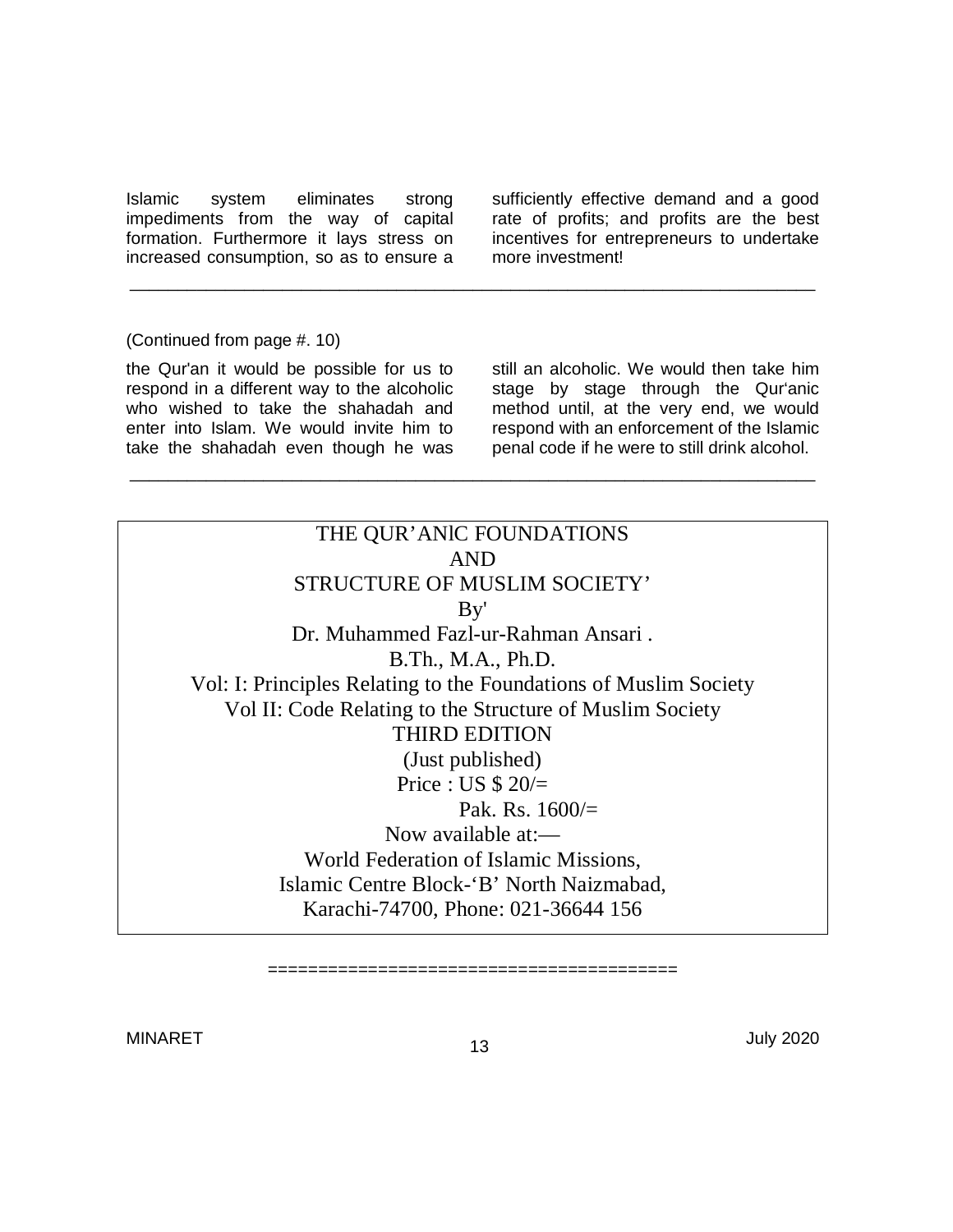Islamic system eliminates strong impediments from the way of capital formation. Furthermore it lays stress on increased consumption, so as to ensure a sufficiently effective demand and a good rate of profits; and profits are the best incentives for entrepreneurs to undertake more investment!

---

(Continued from page #. 10)

the Qur'an it would be possible for us to respond in a different way to the alcoholic who wished to take the shahadah and enter into Islam. We would invite him to take the shahadah even though he was still an alcoholic. We would then take him stage by stage through the Qur'anic method until, at the very end, we would respond with an enforcement of the Islamic penal code if he were to still drink alcohol.

---

THE QUR'ANlC FOUNDATIONS
AND
STRUCTURE OF MUSLIM SOCIETY'
By'
Dr. Muhammed Fazl-ur-Rahman Ansari .
B.Th., M.A., Ph.D.
Vol: I: Principles Relating to the Foundations of Muslim Society
Vol II: Code Relating to the Structure of Muslim Society
THIRD EDITION
(Just published)
Price : US $ 20/=
Pak. Rs. 1600/=
Now available at:—
World Federation of Islamic Missions,
Islamic Centre Block-'B' North Naizmabad,
Karachi-74700, Phone: 021-36644 156

========================================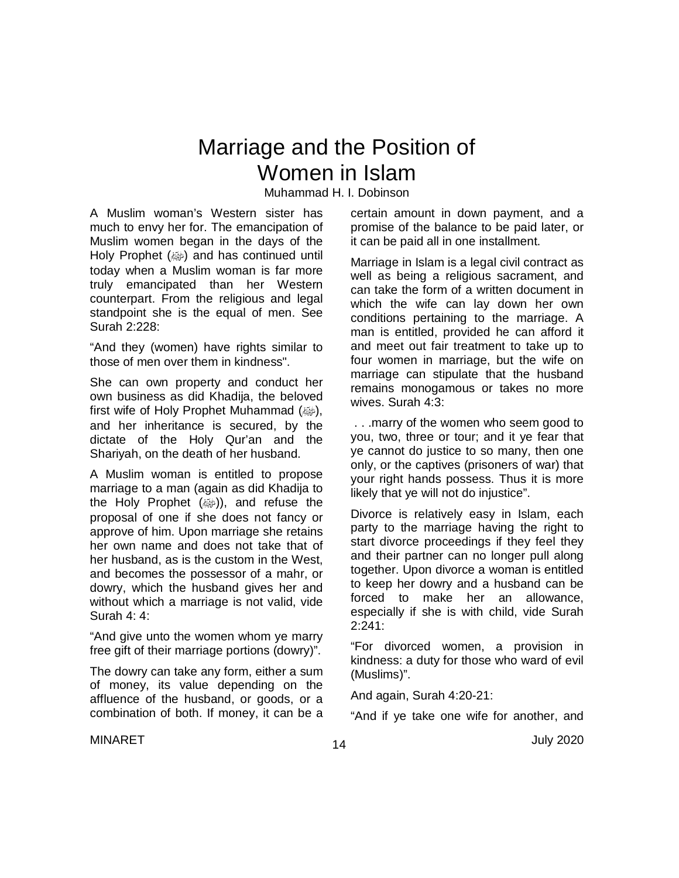# Marriage and the Position of Women in Islam

Muhammad H. I. Dobinson

A Muslim woman's Western sister has much to envy her for. The emancipation of Muslim women began in the days of the Holy Prophet (ﷺ) and has continued until today when a Muslim woman is far more truly emancipated than her Western counterpart. From the religious and legal standpoint she is the equal of men. See Surah 2:228:

"And they (women) have rights similar to those of men over them in kindness".

She can own property and conduct her own business as did Khadija, the beloved first wife of Holy Prophet Muhammad (ﷺ), and her inheritance is secured, by the dictate of the Holy Qur'an and the Shariyah, on the death of her husband.

A Muslim woman is entitled to propose marriage to a man (again as did Khadija to the Holy Prophet (ﷺ)), and refuse the proposal of one if she does not fancy or approve of him. Upon marriage she retains her own name and does not take that of her husband, as is the custom in the West, and becomes the possessor of a mahr, or dowry, which the husband gives her and without which a marriage is not valid, vide Surah 4: 4:

"And give unto the women whom ye marry free gift of their marriage portions (dowry)".

The dowry can take any form, either a sum of money, its value depending on the affluence of the husband, or goods, or a combination of both. If money, it can be a certain amount in down payment, and a promise of the balance to be paid later, or it can be paid all in one installment.

Marriage in Islam is a legal civil contract as well as being a religious sacrament, and can take the form of a written document in which the wife can lay down her own conditions pertaining to the marriage. A man is entitled, provided he can afford it and meet out fair treatment to take up to four women in marriage, but the wife on marriage can stipulate that the husband remains monogamous or takes no more wives. Surah 4:3:

". . .marry of the women who seem good to you, two, three or tour; and it ye fear that ye cannot do justice to so many, then one only, or the captives (prisoners of war) that your right hands possess. Thus it is more likely that ye will not do injustice".

Divorce is relatively easy in Islam, each party to the marriage having the right to start divorce proceedings if they feel they and their partner can no longer pull along together. Upon divorce a woman is entitled to keep her dowry and a husband can be forced to make her an allowance, especially if she is with child, vide Surah 2:241:

"For divorced women, a provision in kindness: a duty for those who ward of evil (Muslims)".

And again, Surah 4:20-21:

"And if ye take one wife for another, and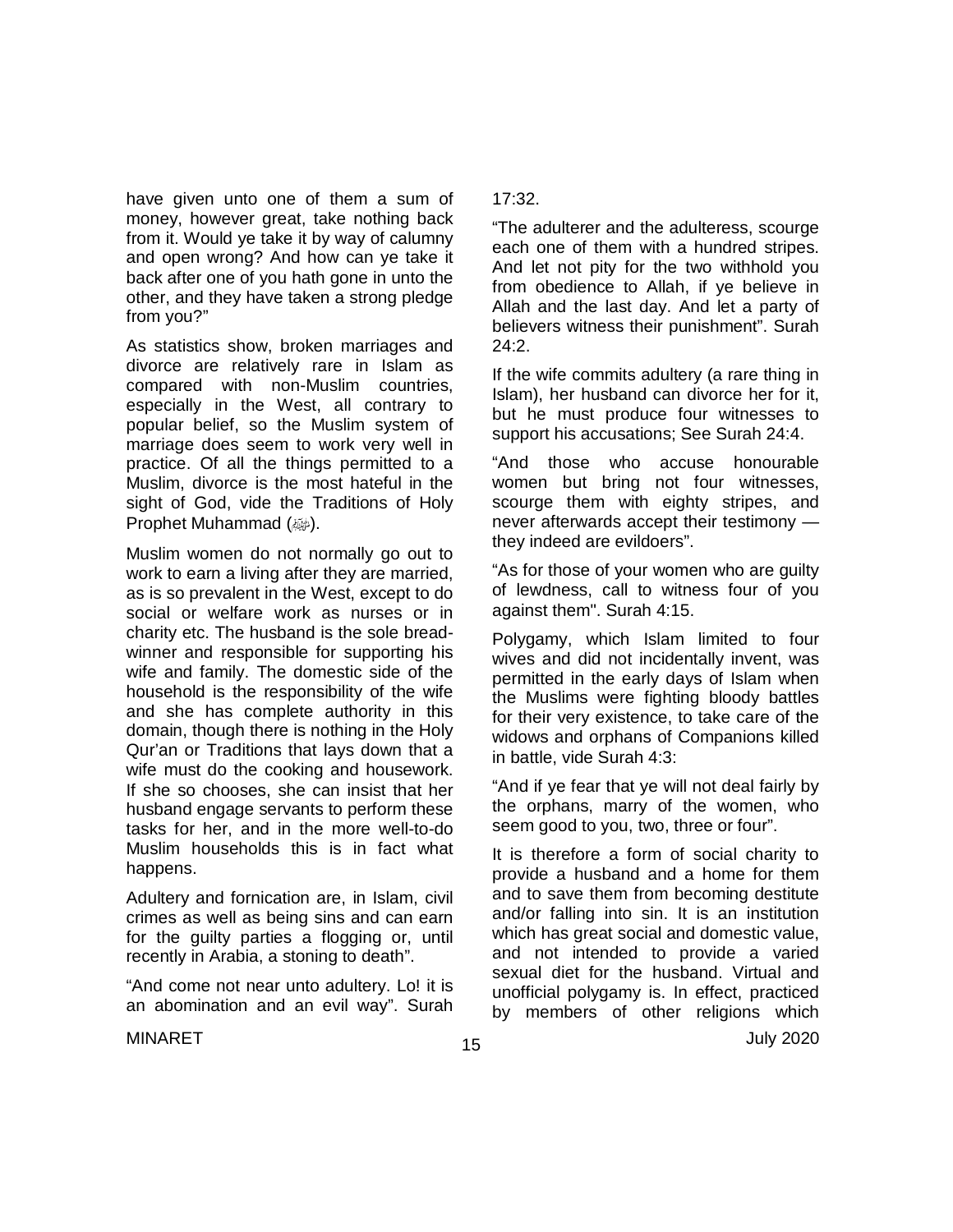have given unto one of them a sum of money, however great, take nothing back from it. Would ye take it by way of calumny and open wrong? And how can ye take it back after one of you hath gone in unto the other, and they have taken a strong pledge from you?"

As statistics show, broken marriages and divorce are relatively rare in Islam as compared with non-Muslim countries, especially in the West, all contrary to popular belief, so the Muslim system of marriage does seem to work very well in practice. Of all the things permitted to a Muslim, divorce is the most hateful in the sight of God, vide the Traditions of Holy Prophet Muhammad (ﷺ).

Muslim women do not normally go out to work to earn a living after they are married, as is so prevalent in the West, except to do social or welfare work as nurses or in charity etc. The husband is the sole bread-winner and responsible for supporting his wife and family. The domestic side of the household is the responsibility of the wife and she has complete authority in this domain, though there is nothing in the Holy Qur'an or Traditions that lays down that a wife must do the cooking and housework. If she so chooses, she can insist that her husband engage servants to perform these tasks for her, and in the more well-to-do Muslim households this is in fact what happens.

Adultery and fornication are, in Islam, civil crimes as well as being sins and can earn for the guilty parties a flogging or, until recently in Arabia, a stoning to death".

"And come not near unto adultery. Lo! it is an abomination and an evil way". Surah 17:32.

"The adulterer and the adulteress, scourge each one of them with a hundred stripes. And let not pity for the two withhold you from obedience to Allah, if ye believe in Allah and the last day. And let a party of believers witness their punishment". Surah 24:2.

If the wife commits adultery (a rare thing in Islam), her husband can divorce her for it, but he must produce four witnesses to support his accusations; See Surah 24:4.

"And those who accuse honourable women but bring not four witnesses, scourge them with eighty stripes, and never afterwards accept their testimony — they indeed are evildoers".

"As for those of your women who are guilty of lewdness, call to witness four of you against them". Surah 4:15.

Polygamy, which Islam limited to four wives and did not incidentally invent, was permitted in the early days of Islam when the Muslims were fighting bloody battles for their very existence, to take care of the widows and orphans of Companions killed in battle, vide Surah 4:3:

"And if ye fear that ye will not deal fairly by the orphans, marry of the women, who seem good to you, two, three or four".

It is therefore a form of social charity to provide a husband and a home for them and to save them from becoming destitute and/or falling into sin. It is an institution which has great social and domestic value, and not intended to provide a varied sexual diet for the husband. Virtual and unofficial polygamy is. In effect, practiced by members of other religions which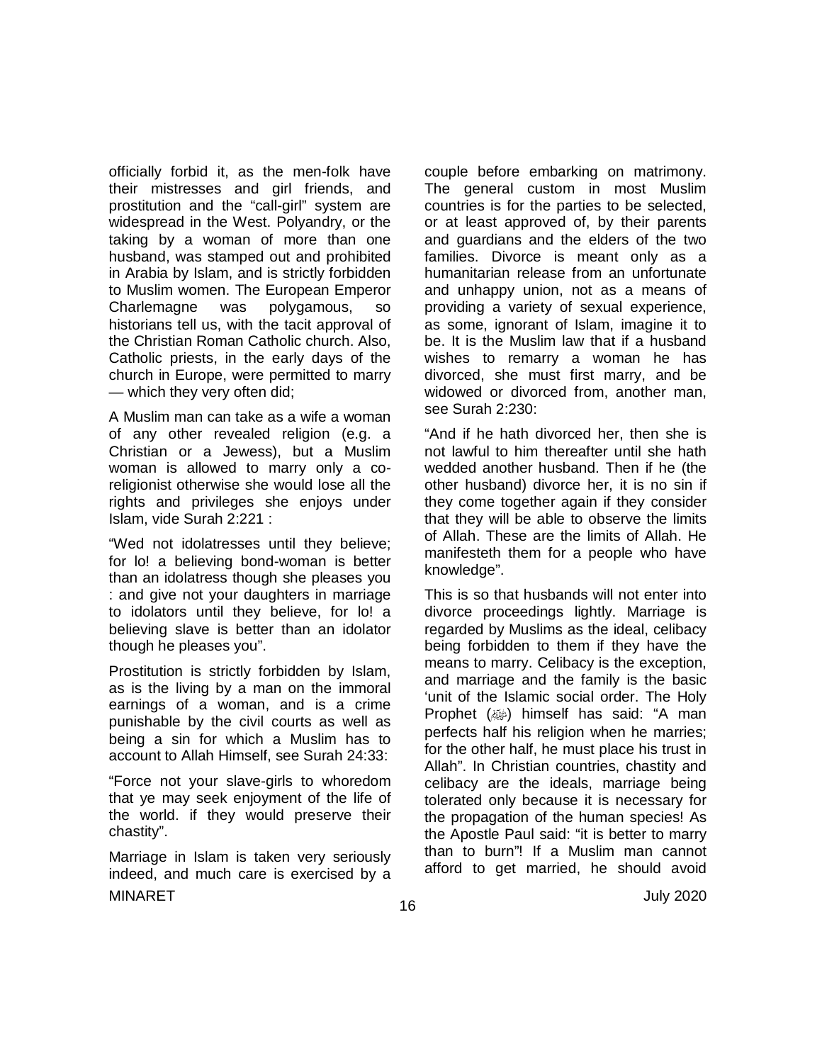officially forbid it, as the men-folk have their mistresses and girl friends, and prostitution and the "call-girl" system are widespread in the West. Polyandry, or the taking by a woman of more than one husband, was stamped out and prohibited in Arabia by Islam, and is strictly forbidden to Muslim women. The European Emperor Charlemagne was polygamous, so historians tell us, with the tacit approval of the Christian Roman Catholic church. Also, Catholic priests, in the early days of the church in Europe, were permitted to marry — which they very often did;

A Muslim man can take as a wife a woman of any other revealed religion (e.g. a Christian or a Jewess), but a Muslim woman is allowed to marry only a co-religionist otherwise she would lose all the rights and privileges she enjoys under Islam, vide Surah 2:221 :

"Wed not idolatresses until they believe; for lo! a believing bond-woman is better than an idolatress though she pleases you : and give not your daughters in marriage to idolators until they believe, for lo! a believing slave is better than an idolator though he pleases you".

Prostitution is strictly forbidden by Islam, as is the living by a man on the immoral earnings of a woman, and is a crime punishable by the civil courts as well as being a sin for which a Muslim has to account to Allah Himself, see Surah 24:33:

"Force not your slave-girls to whoredom that ye may seek enjoyment of the life of the world. if they would preserve their chastity".

Marriage in Islam is taken very seriously indeed, and much care is exercised by a couple before embarking on matrimony. The general custom in most Muslim countries is for the parties to be selected, or at least approved of, by their parents and guardians and the elders of the two families. Divorce is meant only as a humanitarian release from an unfortunate and unhappy union, not as a means of providing a variety of sexual experience, as some, ignorant of Islam, imagine it to be. It is the Muslim law that if a husband wishes to remarry a woman he has divorced, she must first marry, and be widowed or divorced from, another man, see Surah 2:230:

"And if he hath divorced her, then she is not lawful to him thereafter until she hath wedded another husband. Then if he (the other husband) divorce her, it is no sin if they come together again if they consider that they will be able to observe the limits of Allah. These are the limits of Allah. He manifesteth them for a people who have knowledge".

This is so that husbands will not enter into divorce proceedings lightly. Marriage is regarded by Muslims as the ideal, celibacy being forbidden to them if they have the means to marry. Celibacy is the exception, and marriage and the family is the basic 'unit of the Islamic social order. The Holy Prophet (ﷺ) himself has said: "A man perfects half his religion when he marries; for the other half, he must place his trust in Allah". In Christian countries, chastity and celibacy are the ideals, marriage being tolerated only because it is necessary for the propagation of the human species! As the Apostle Paul said: "it is better to marry than to burn"! If a Muslim man cannot afford to get married, he should avoid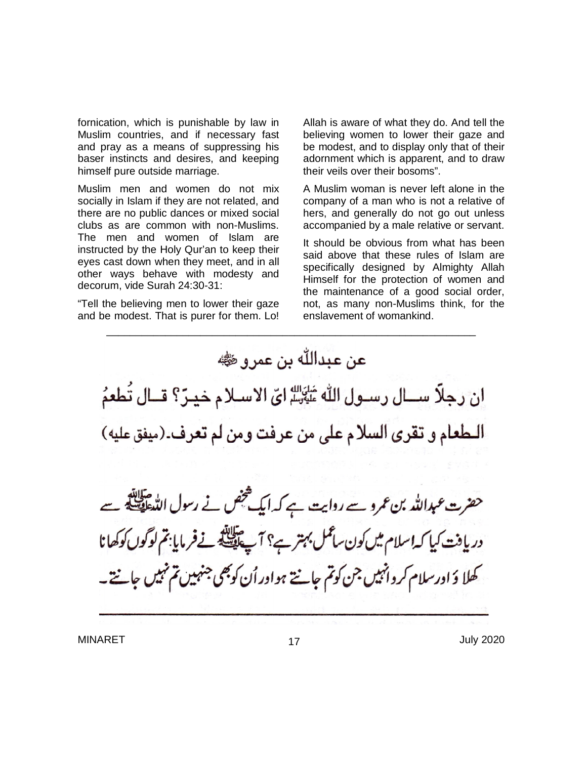fornication, which is punishable by law in Muslim countries, and if necessary fast and pray as a means of suppressing his baser instincts and desires, and keeping himself pure outside marriage.

Muslim men and women do not mix socially in Islam if they are not related, and there are no public dances or mixed social clubs as are common with non-Muslims. The men and women of Islam are instructed by the Holy Qur'an to keep their eyes cast down when they meet, and in all other ways behave with modesty and decorum, vide Surah 24:30-31:

"Tell the believing men to lower their gaze and be modest. That is purer for them. Lo! Allah is aware of what they do. And tell the believing women to lower their gaze and be modest, and to display only that of their adornment which is apparent, and to draw their veils over their bosoms".

A Muslim woman is never left alone in the company of a man who is not a relative of hers, and generally do not go out unless accompanied by a male relative or servant.

It should be obvious from what has been said above that these rules of Islam are specifically designed by Almighty Allah Himself for the protection of women and the maintenance of a good social order, not, as many non-Muslims think, for the enslavement of womankind.

---

عن عبداللّٰه بن عمرو ﷺ

ان رجلاً سـال رسـول اللّٰه ﷺ ایّ الاسـلام خیـرّ؟ قـال تُطعمُ الـطعام و تقری السلام علی من عرفت ومن لم تعرف۔(میفق علیه)

حضرت عبداللہ بن عمرو سے روایت ہے کہ ایک شخص نے رسول اللہ ﷺ سے دریافت کیا کہ اسلام میں کون سا عمل بہتر ہے؟ آپ ﷺ نے فرمایا: تم لوگوں کو کھانا کھلاؤ اور سلام کرو انہیں جن کو تم جانتے ہو اور اُن کو بھی جنہیں تم نہیں جانتے۔

---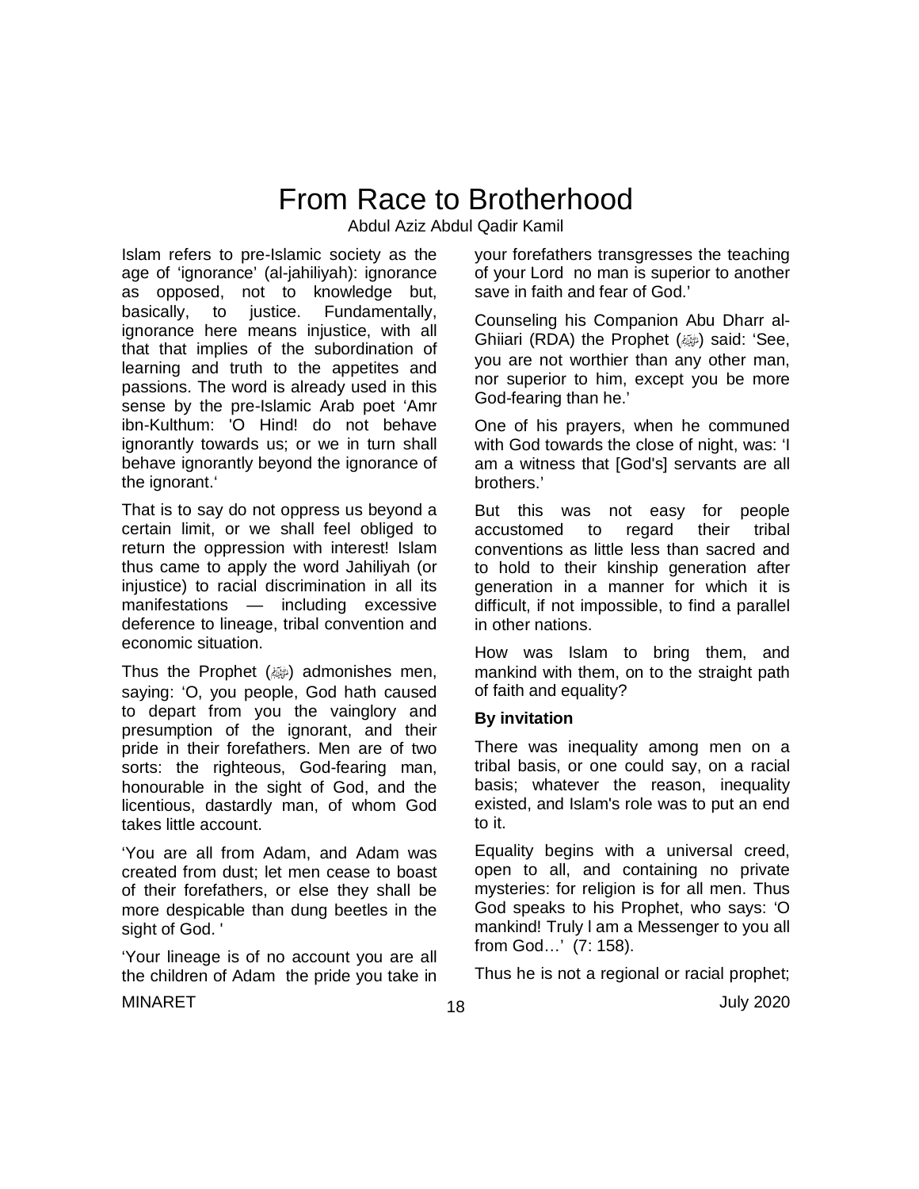# From Race to Brotherhood

Abdul Aziz Abdul Qadir Kamil

Islam refers to pre-Islamic society as the age of 'ignorance' (al-jahiliyah): ignorance as opposed, not to knowledge but, basically, to justice. Fundamentally, ignorance here means injustice, with all that that implies of the subordination of learning and truth to the appetites and passions. The word is already used in this sense by the pre-Islamic Arab poet 'Amr ibn-Kulthum: 'O Hind! do not behave ignorantly towards us; or we in turn shall behave ignorantly beyond the ignorance of the ignorant.'

That is to say do not oppress us beyond a certain limit, or we shall feel obliged to return the oppression with interest! Islam thus came to apply the word Jahiliyah (or injustice) to racial discrimination in all its manifestations — including excessive deference to lineage, tribal convention and economic situation.

Thus the Prophet (ﷺ) admonishes men, saying: 'O, you people, God hath caused to depart from you the vainglory and presumption of the ignorant, and their pride in their forefathers. Men are of two sorts: the righteous, God-fearing man, honourable in the sight of God, and the licentious, dastardly man, of whom God takes little account.

'You are all from Adam, and Adam was created from dust; let men cease to boast of their forefathers, or else they shall be more despicable than dung beetles in the sight of God. '

'Your lineage is of no account you are all the children of Adam the pride you take in your forefathers transgresses the teaching of your Lord no man is superior to another save in faith and fear of God.'

Counseling his Companion Abu Dharr al-Ghiiari (RDA) the Prophet (ﷺ) said: 'See, you are not worthier than any other man, nor superior to him, except you be more God-fearing than he.'

One of his prayers, when he communed with God towards the close of night, was: 'I am a witness that [God's] servants are all brothers.'

But this was not easy for people accustomed to regard their tribal conventions as little less than sacred and to hold to their kinship generation after generation in a manner for which it is difficult, if not impossible, to find a parallel in other nations.

How was Islam to bring them, and mankind with them, on to the straight path of faith and equality?

**By invitation**

There was inequality among men on a tribal basis, or one could say, on a racial basis; whatever the reason, inequality existed, and Islam's role was to put an end to it.

Equality begins with a universal creed, open to all, and containing no private mysteries: for religion is for all men. Thus God speaks to his Prophet, who says: 'O mankind! Truly l am a Messenger to you all from God…' (7: 158).

Thus he is not a regional or racial prophet;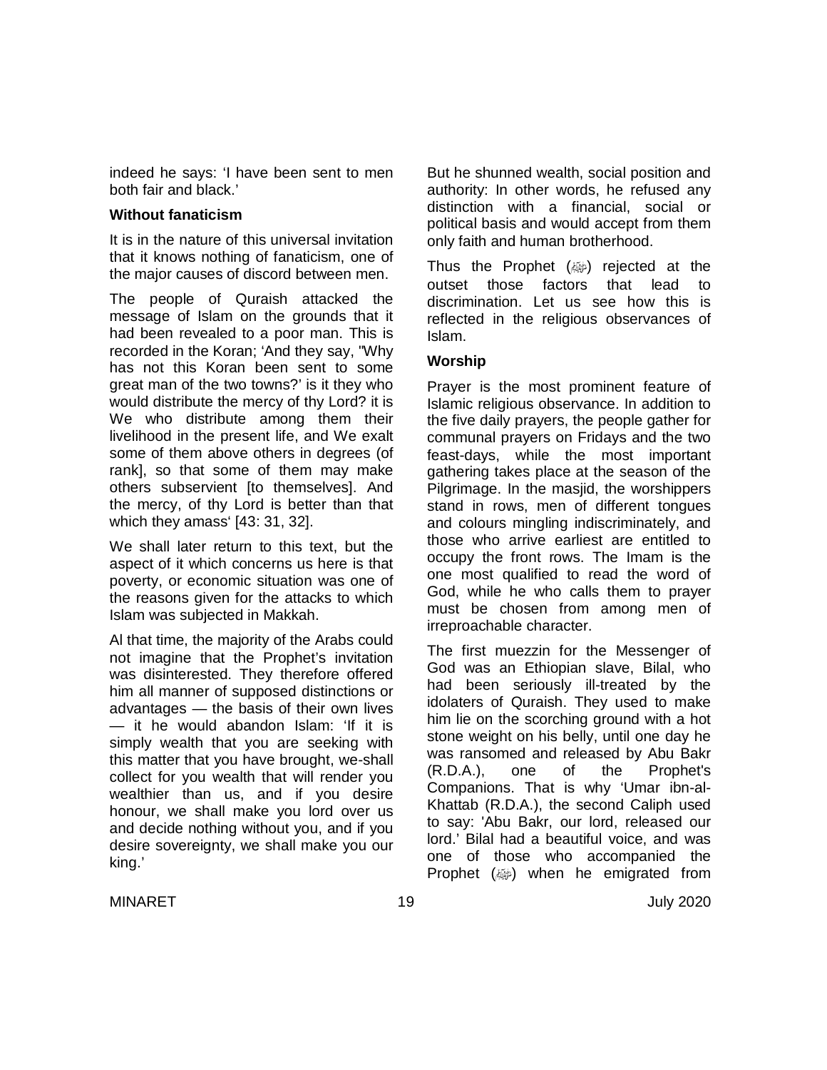indeed he says: 'I have been sent to men both fair and black.'

**Without fanaticism**

It is in the nature of this universal invitation that it knows nothing of fanaticism, one of the major causes of discord between men.

The people of Quraish attacked the message of Islam on the grounds that it had been revealed to a poor man. This is recorded in the Koran; 'And they say, "Why has not this Koran been sent to some great man of the two towns?' is it they who would distribute the mercy of thy Lord? it is We who distribute among them their livelihood in the present life, and We exalt some of them above others in degrees (of rank], so that some of them may make others subservient [to themselves]. And the mercy, of thy Lord is better than that which they amass' [43: 31, 32].

We shall later return to this text, but the aspect of it which concerns us here is that poverty, or economic situation was one of the reasons given for the attacks to which Islam was subjected in Makkah.

Al that time, the majority of the Arabs could not imagine that the Prophet's invitation was disinterested. They therefore offered him all manner of supposed distinctions or advantages — the basis of their own lives — it he would abandon Islam: 'If it is simply wealth that you are seeking with this matter that you have brought, we-shall collect for you wealth that will render you wealthier than us, and if you desire honour, we shall make you lord over us and decide nothing without you, and if you desire sovereignty, we shall make you our king.'

But he shunned wealth, social position and authority: In other words, he refused any distinction with a financial, social or political basis and would accept from them only faith and human brotherhood.

Thus the Prophet (ﷺ) rejected at the outset those factors that lead to discrimination. Let us see how this is reflected in the religious observances of Islam.

**Worship**

Prayer is the most prominent feature of Islamic religious observance. In addition to the five daily prayers, the people gather for communal prayers on Fridays and the two feast-days, while the most important gathering takes place at the season of the Pilgrimage. In the masjid, the worshippers stand in rows, men of different tongues and colours mingling indiscriminately, and those who arrive earliest are entitled to occupy the front rows. The Imam is the one most qualified to read the word of God, while he who calls them to prayer must be chosen from among men of irreproachable character.

The first muezzin for the Messenger of God was an Ethiopian slave, Bilal, who had been seriously ill-treated by the idolaters of Quraish. They used to make him lie on the scorching ground with a hot stone weight on his belly, until one day he was ransomed and released by Abu Bakr (R.D.A.), one of the Prophet's Companions. That is why 'Umar ibn-al-Khattab (R.D.A.), the second Caliph used to say: 'Abu Bakr, our lord, released our lord.' Bilal had a beautiful voice, and was one of those who accompanied the Prophet (ﷺ) when he emigrated from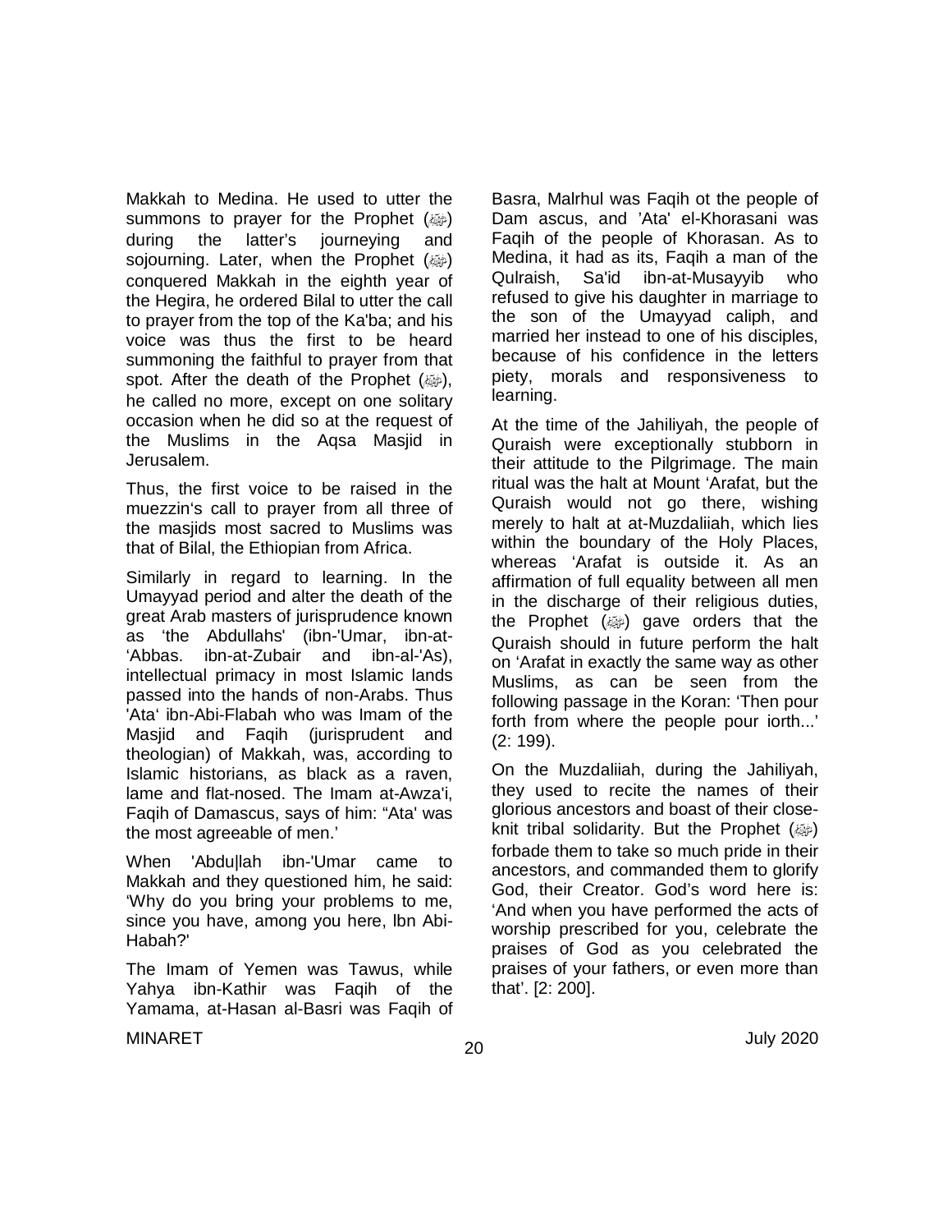Makkah to Medina. He used to utter the summons to prayer for the Prophet (ﷺ) during the latter's journeying and sojourning. Later, when the Prophet (ﷺ) conquered Makkah in the eighth year of the Hegira, he ordered Bilal to utter the call to prayer from the top of the Ka'ba; and his voice was thus the first to be heard summoning the faithful to prayer from that spot. After the death of the Prophet (ﷺ), he called no more, except on one solitary occasion when he did so at the request of the Muslims in the Aqsa Masjid in Jerusalem.

Thus, the first voice to be raised in the muezzin's call to prayer from all three of the masjids most sacred to Muslims was that of Bilal, the Ethiopian from Africa.

Similarly in regard to learning. In the Umayyad period and alter the death of the great Arab masters of jurisprudence known as 'the Abdullahs' (ibn-'Umar, ibn-at-'Abbas. ibn-at-Zubair and ibn-al-'As), intellectual primacy in most Islamic lands passed into the hands of non-Arabs. Thus 'Ata' ibn-Abi-Flabah who was Imam of the Masjid and Faqih (jurisprudent and theologian) of Makkah, was, according to Islamic historians, as black as a raven, lame and flat-nosed. The Imam at-Awza'i, Faqih of Damascus, says of him: "Ata' was the most agreeable of men.'

When 'Abdu|lah ibn-'Umar came to Makkah and they questioned him, he said: 'Why do you bring your problems to me, since you have, among you here, lbn Abi-Habah?'

The Imam of Yemen was Tawus, while Yahya ibn-Kathir was Faqih of the Yamama, at-Hasan al-Basri was Faqih of Basra, Malrhul was Faqih ot the people of Dam ascus, and 'Ata' el-Khorasani was Faqih of the people of Khorasan. As to Medina, it had as its, Faqih a man of the Qulraish, Sa'id ibn-at-Musayyib who refused to give his daughter in marriage to the son of the Umayyad caliph, and married her instead to one of his disciples, because of his confidence in the letters piety, morals and responsiveness to learning.

At the time of the Jahiliyah, the people of Quraish were exceptionally stubborn in their attitude to the Pilgrimage. The main ritual was the halt at Mount 'Arafat, but the Quraish would not go there, wishing merely to halt at at-Muzdaliiah, which lies within the boundary of the Holy Places, whereas 'Arafat is outside it. As an affirmation of full equality between all men in the discharge of their religious duties, the Prophet (ﷺ) gave orders that the Quraish should in future perform the halt on 'Arafat in exactly the same way as other Muslims, as can be seen from the following passage in the Koran: 'Then pour forth from where the people pour iorth...' (2: 199).

On the Muzdaliiah, during the Jahiliyah, they used to recite the names of their glorious ancestors and boast of their close-knit tribal solidarity. But the Prophet (ﷺ) forbade them to take so much pride in their ancestors, and commanded them to glorify God, their Creator. God's word here is: 'And when you have performed the acts of worship prescribed for you, celebrate the praises of God as you celebrated the praises of your fathers, or even more than that'. [2: 200].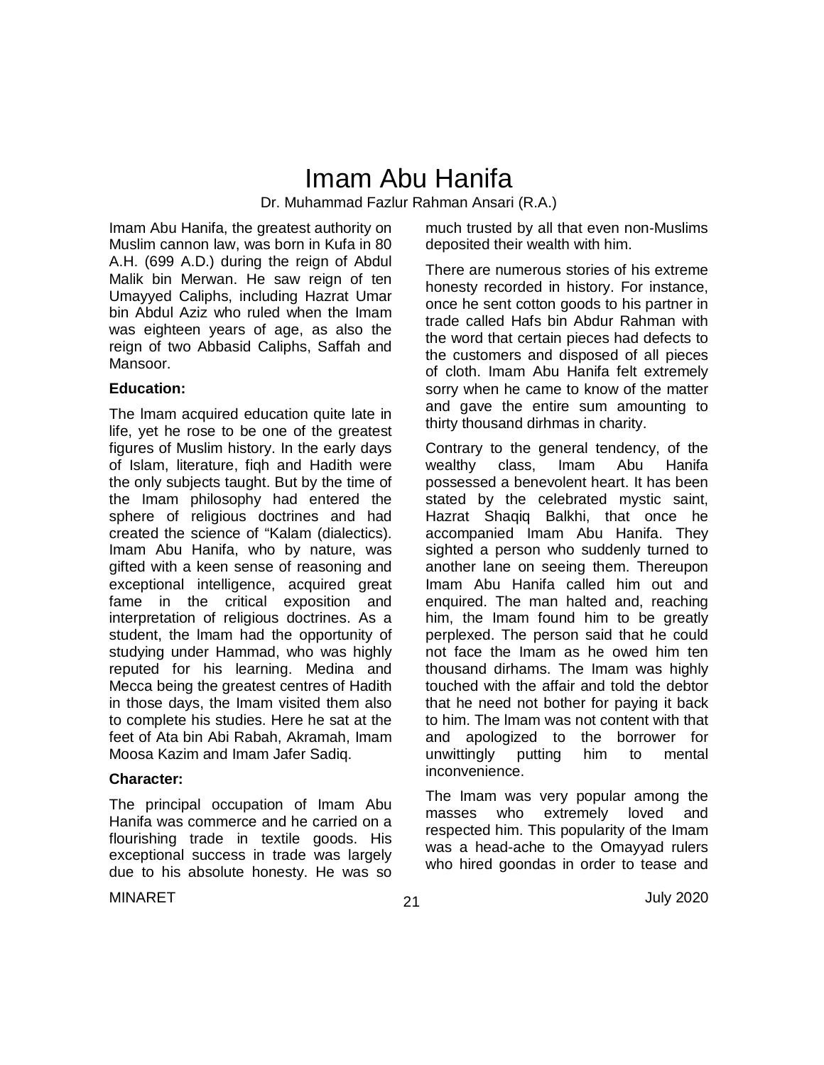# Imam Abu Hanifa

Dr. Muhammad Fazlur Rahman Ansari (R.A.)

Imam Abu Hanifa, the greatest authority on Muslim cannon law, was born in Kufa in 80 A.H. (699 A.D.) during the reign of Abdul Malik bin Merwan. He saw reign of ten Umayyed Caliphs, including Hazrat Umar bin Abdul Aziz who ruled when the Imam was eighteen years of age, as also the reign of two Abbasid Caliphs, Saffah and Mansoor.

**Education:**

The lmam acquired education quite late in life, yet he rose to be one of the greatest figures of Muslim history. In the early days of Islam, literature, fiqh and Hadith were the only subjects taught. But by the time of the Imam philosophy had entered the sphere of religious doctrines and had created the science of "Kalam (dialectics). Imam Abu Hanifa, who by nature, was gifted with a keen sense of reasoning and exceptional intelligence, acquired great fame in the critical exposition and interpretation of religious doctrines. As a student, the lmam had the opportunity of studying under Hammad, who was highly reputed for his learning. Medina and Mecca being the greatest centres of Hadith in those days, the Imam visited them also to complete his studies. Here he sat at the feet of Ata bin Abi Rabah, Akramah, lmam Moosa Kazim and Imam Jafer Sadiq.

**Character:**

The principal occupation of Imam Abu Hanifa was commerce and he carried on a flourishing trade in textile goods. His exceptional success in trade was largely due to his absolute honesty. He was so much trusted by all that even non-Muslims deposited their wealth with him.

There are numerous stories of his extreme honesty recorded in history. For instance, once he sent cotton goods to his partner in trade called Hafs bin Abdur Rahman with the word that certain pieces had defects to the customers and disposed of all pieces of cloth. Imam Abu Hanifa felt extremely sorry when he came to know of the matter and gave the entire sum amounting to thirty thousand dirhmas in charity.

Contrary to the general tendency, of the wealthy class, Imam Abu Hanifa possessed a benevolent heart. It has been stated by the celebrated mystic saint, Hazrat Shaqiq Balkhi, that once he accompanied Imam Abu Hanifa. They sighted a person who suddenly turned to another lane on seeing them. Thereupon Imam Abu Hanifa called him out and enquired. The man halted and, reaching him, the Imam found him to be greatly perplexed. The person said that he could not face the Imam as he owed him ten thousand dirhams. The Imam was highly touched with the affair and told the debtor that he need not bother for paying it back to him. The lmam was not content with that and apologized to the borrower for unwittingly putting him to mental inconvenience.

The Imam was very popular among the masses who extremely loved and respected him. This popularity of the Imam was a head-ache to the Omayyad rulers who hired goondas in order to tease and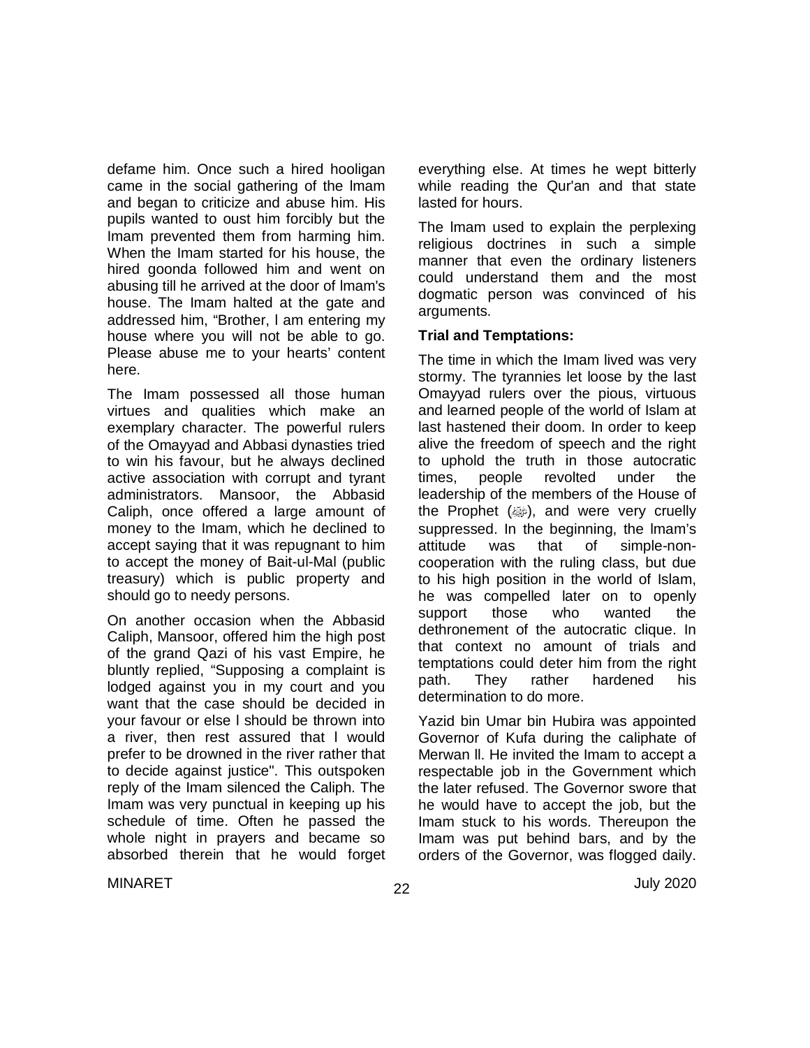defame him. Once such a hired hooligan came in the social gathering of the Imam and began to criticize and abuse him. His pupils wanted to oust him forcibly but the Imam prevented them from harming him. When the Imam started for his house, the hired goonda followed him and went on abusing till he arrived at the door of Imam's house. The Imam halted at the gate and addressed him, "Brother, I am entering my house where you will not be able to go. Please abuse me to your hearts' content here.

The Imam possessed all those human virtues and qualities which make an exemplary character. The powerful rulers of the Omayyad and Abbasi dynasties tried to win his favour, but he always declined active association with corrupt and tyrant administrators. Mansoor, the Abbasid Caliph, once offered a large amount of money to the Imam, which he declined to accept saying that it was repugnant to him to accept the money of Bait-ul-Mal (public treasury) which is public property and should go to needy persons.

On another occasion when the Abbasid Caliph, Mansoor, offered him the high post of the grand Qazi of his vast Empire, he bluntly replied, "Supposing a complaint is lodged against you in my court and you want that the case should be decided in your favour or else I should be thrown into a river, then rest assured that I would prefer to be drowned in the river rather that to decide against justice". This outspoken reply of the Imam silenced the Caliph. The Imam was very punctual in keeping up his schedule of time. Often he passed the whole night in prayers and became so absorbed therein that he would forget everything else. At times he wept bitterly while reading the Qur'an and that state lasted for hours.

The Imam used to explain the perplexing religious doctrines in such a simple manner that even the ordinary listeners could understand them and the most dogmatic person was convinced of his arguments.

**Trial and Temptations:**

The time in which the Imam lived was very stormy. The tyrannies let loose by the last Omayyad rulers over the pious, virtuous and learned people of the world of Islam at last hastened their doom. In order to keep alive the freedom of speech and the right to uphold the truth in those autocratic times, people revolted under the leadership of the members of the House of the Prophet (ﷺ), and were very cruelly suppressed. In the beginning, the Imam's attitude was that of simple-non-cooperation with the ruling class, but due to his high position in the world of Islam, he was compelled later on to openly support those who wanted the dethronement of the autocratic clique. In that context no amount of trials and temptations could deter him from the right path. They rather hardened his determination to do more.

Yazid bin Umar bin Hubira was appointed Governor of Kufa during the caliphate of Merwan II. He invited the Imam to accept a respectable job in the Government which the later refused. The Governor swore that he would have to accept the job, but the Imam stuck to his words. Thereupon the Imam was put behind bars, and by the orders of the Governor, was flogged daily.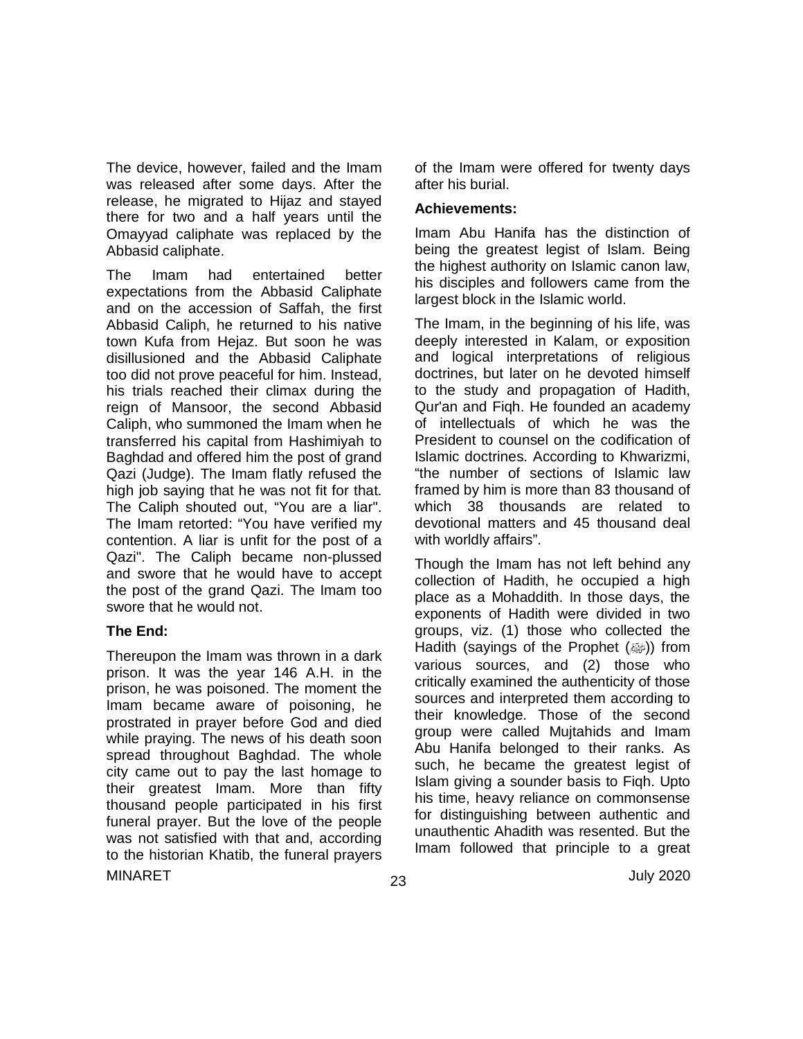The device, however, failed and the Imam was released after some days. After the release, he migrated to Hijaz and stayed there for two and a half years until the Omayyad caliphate was replaced by the Abbasid caliphate.

The Imam had entertained better expectations from the Abbasid Caliphate and on the accession of Saffah, the first Abbasid Caliph, he returned to his native town Kufa from Hejaz. But soon he was disillusioned and the Abbasid Caliphate too did not prove peaceful for him. Instead, his trials reached their climax during the reign of Mansoor, the second Abbasid Caliph, who summoned the Imam when he transferred his capital from Hashimiyah to Baghdad and offered him the post of grand Qazi (Judge). The Imam flatly refused the high job saying that he was not fit for that. The Caliph shouted out, "You are a liar". The Imam retorted: "You have verified my contention. A liar is unfit for the post of a Qazi". The Caliph became non-plussed and swore that he would have to accept the post of the grand Qazi. The Imam too swore that he would not.

**The End:**

Thereupon the Imam was thrown in a dark prison. It was the year 146 A.H. in the prison, he was poisoned. The moment the Imam became aware of poisoning, he prostrated in prayer before God and died while praying. The news of his death soon spread throughout Baghdad. The whole city came out to pay the last homage to their greatest Imam. More than fifty thousand people participated in his first funeral prayer. But the love of the people was not satisfied with that and, according to the historian Khatib, the funeral prayers of the Imam were offered for twenty days after his burial.

**Achievements:**

Imam Abu Hanifa has the distinction of being the greatest legist of Islam. Being the highest authority on Islamic canon law, his disciples and followers came from the largest block in the Islamic world.

The Imam, in the beginning of his life, was deeply interested in Kalam, or exposition and logical interpretations of religious doctrines, but later on he devoted himself to the study and propagation of Hadith, Qur'an and Fiqh. He founded an academy of intellectuals of which he was the President to counsel on the codification of Islamic doctrines. According to Khwarizmi, "the number of sections of Islamic law framed by him is more than 83 thousand of which 38 thousands are related to devotional matters and 45 thousand deal with worldly affairs".

Though the Imam has not left behind any collection of Hadith, he occupied a high place as a Mohaddith. In those days, the exponents of Hadith were divided in two groups, viz. (1) those who collected the Hadith (sayings of the Prophet (ﷺ)) from various sources, and (2) those who critically examined the authenticity of those sources and interpreted them according to their knowledge. Those of the second group were called Mujtahids and Imam Abu Hanifa belonged to their ranks. As such, he became the greatest legist of Islam giving a sounder basis to Fiqh. Upto his time, heavy reliance on commonsense for distinguishing between authentic and unauthentic Ahadith was resented. But the Imam followed that principle to a great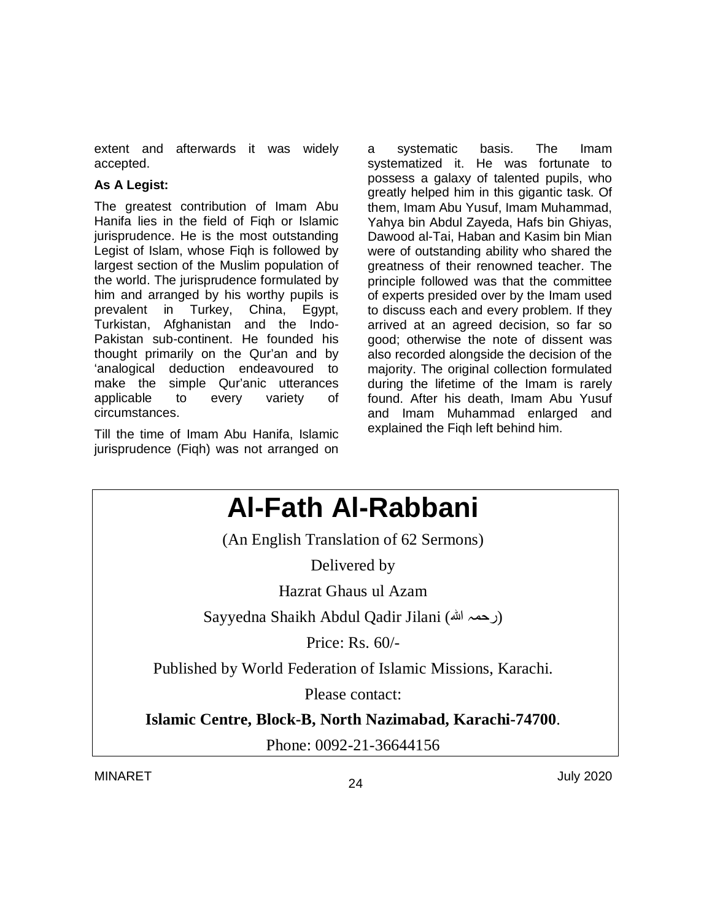extent and afterwards it was widely accepted.

**As A Legist:**

The greatest contribution of Imam Abu Hanifa lies in the field of Fiqh or Islamic jurisprudence. He is the most outstanding Legist of Islam, whose Fiqh is followed by largest section of the Muslim population of the world. The jurisprudence formulated by him and arranged by his worthy pupils is prevalent in Turkey, China, Egypt, Turkistan, Afghanistan and the Indo-Pakistan sub-continent. He founded his thought primarily on the Qur'an and by 'analogical deduction endeavoured to make the simple Qur'anic utterances applicable to every variety of circumstances.

Till the time of Imam Abu Hanifa, Islamic jurisprudence (Fiqh) was not arranged on a systematic basis. The Imam systematized it. He was fortunate to possess a galaxy of talented pupils, who greatly helped him in this gigantic task. Of them, Imam Abu Yusuf, Imam Muhammad, Yahya bin Abdul Zayeda, Hafs bin Ghiyas, Dawood al-Tai, Haban and Kasim bin Mian were of outstanding ability who shared the greatness of their renowned teacher. The principle followed was that the committee of experts presided over by the Imam used to discuss each and every problem. If they arrived at an agreed decision, so far so good; otherwise the note of dissent was also recorded alongside the decision of the majority. The original collection formulated during the lifetime of the Imam is rarely found. After his death, Imam Abu Yusuf and Imam Muhammad enlarged and explained the Fiqh left behind him.

# Al-Fath Al-Rabbani

(An English Translation of 62 Sermons)

Delivered by

Hazrat Ghaus ul Azam

Sayyedna Shaikh Abdul Qadir Jilani (رحمہ اللہ)

Price: Rs. 60/-

Published by World Federation of Islamic Missions, Karachi.

Please contact:

**Islamic Centre, Block-B, North Nazimabad, Karachi-74700**.

Phone: 0092-21-36644156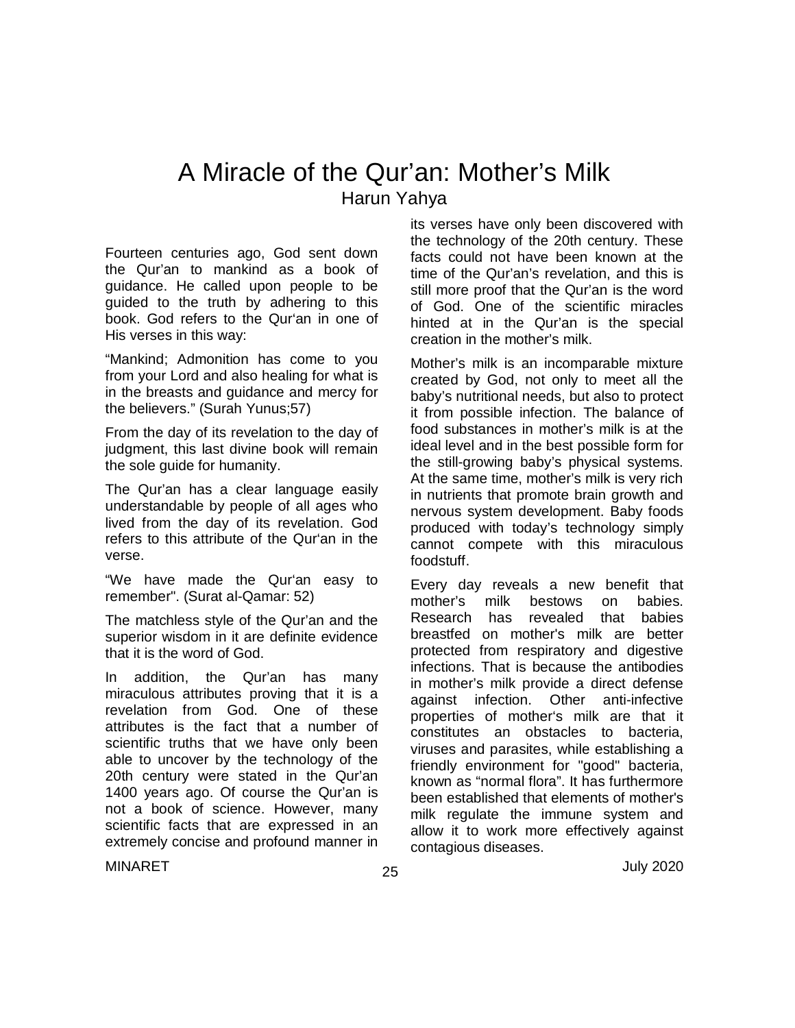# A Miracle of the Qur'an: Mother's Milk

Harun Yahya

Fourteen centuries ago, God sent down the Qur'an to mankind as a book of guidance. He called upon people to be guided to the truth by adhering to this book. God refers to the Qur'an in one of His verses in this way:

"Mankind; Admonition has come to you from your Lord and also healing for what is in the breasts and guidance and mercy for the believers." (Surah Yunus;57)

From the day of its revelation to the day of judgment, this last divine book will remain the sole guide for humanity.

The Qur'an has a clear language easily understandable by people of all ages who lived from the day of its revelation. God refers to this attribute of the Qur'an in the verse.

"We have made the Qur'an easy to remember". (Surat al-Qamar: 52)

The matchless style of the Qur'an and the superior wisdom in it are definite evidence that it is the word of God.

In addition, the Qur'an has many miraculous attributes proving that it is a revelation from God. One of these attributes is the fact that a number of scientific truths that we have only been able to uncover by the technology of the 20th century were stated in the Qur'an 1400 years ago. Of course the Qur'an is not a book of science. However, many scientific facts that are expressed in an extremely concise and profound manner in its verses have only been discovered with the technology of the 20th century. These facts could not have been known at the time of the Qur'an's revelation, and this is still more proof that the Qur'an is the word of God. One of the scientific miracles hinted at in the Qur'an is the special creation in the mother's milk.

Mother's milk is an incomparable mixture created by God, not only to meet all the baby's nutritional needs, but also to protect it from possible infection. The balance of food substances in mother's milk is at the ideal level and in the best possible form for the still-growing baby's physical systems. At the same time, mother's milk is very rich in nutrients that promote brain growth and nervous system development. Baby foods produced with today's technology simply cannot compete with this miraculous foodstuff.

Every day reveals a new benefit that mother's milk bestows on babies. Research has revealed that babies breastfed on mother's milk are better protected from respiratory and digestive infections. That is because the antibodies in mother's milk provide a direct defense against infection. Other anti-infective properties of mother's milk are that it constitutes an obstacles to bacteria, viruses and parasites, while establishing a friendly environment for "good" bacteria, known as "normal flora". It has furthermore been established that elements of mother's milk regulate the immune system and allow it to work more effectively against contagious diseases.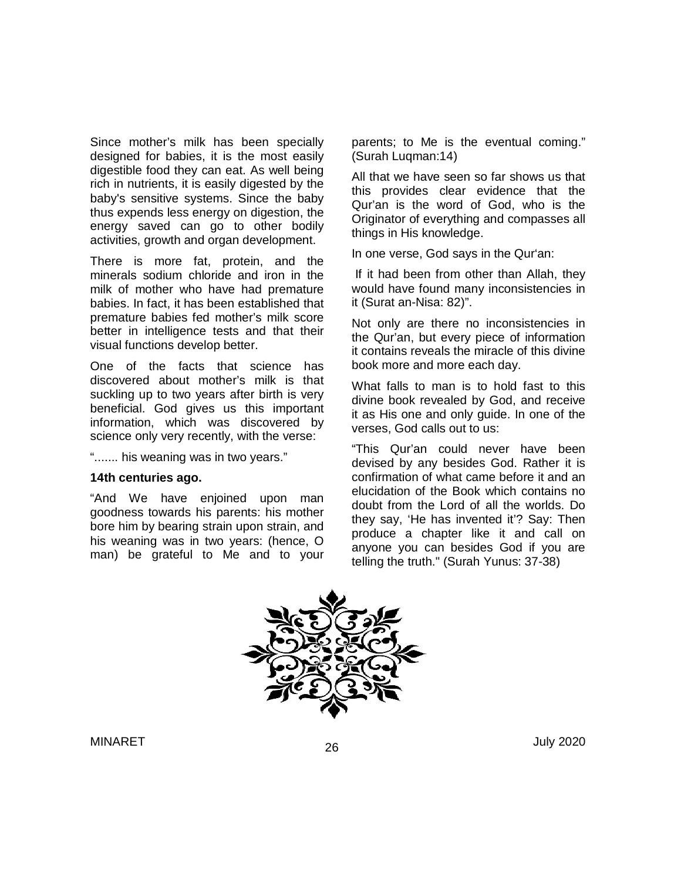Since mother's milk has been specially designed for babies, it is the most easily digestible food they can eat. As well being rich in nutrients, it is easily digested by the baby's sensitive systems. Since the baby thus expends less energy on digestion, the energy saved can go to other bodily activities, growth and organ development.

There is more fat, protein, and the minerals sodium chloride and iron in the milk of mother who have had premature babies. In fact, it has been established that premature babies fed mother's milk score better in intelligence tests and that their visual functions develop better.

One of the facts that science has discovered about mother's milk is that suckling up to two years after birth is very beneficial. God gives us this important information, which was discovered by science only very recently, with the verse:

"....... his weaning was in two years."

**14th centuries ago.**

"And We have enjoined upon man goodness towards his parents: his mother bore him by bearing strain upon strain, and his weaning was in two years: (hence, O man) be grateful to Me and to your parents; to Me is the eventual coming." (Surah Luqman:14)

All that we have seen so far shows us that this provides clear evidence that the Qur'an is the word of God, who is the Originator of everything and compasses all things in His knowledge.

In one verse, God says in the Qur'an:

If it had been from other than Allah, they would have found many inconsistencies in it (Surat an-Nisa: 82)".

Not only are there no inconsistencies in the Qur'an, but every piece of information it contains reveals the miracle of this divine book more and more each day.

What falls to man is to hold fast to this divine book revealed by God, and receive it as His one and only guide. In one of the verses, God calls out to us:

"This Qur'an could never have been devised by any besides God. Rather it is confirmation of what came before it and an elucidation of the Book which contains no doubt from the Lord of all the worlds. Do they say, 'He has invented it'? Say: Then produce a chapter like it and call on anyone you can besides God if you are telling the truth." (Surah Yunus: 37-38)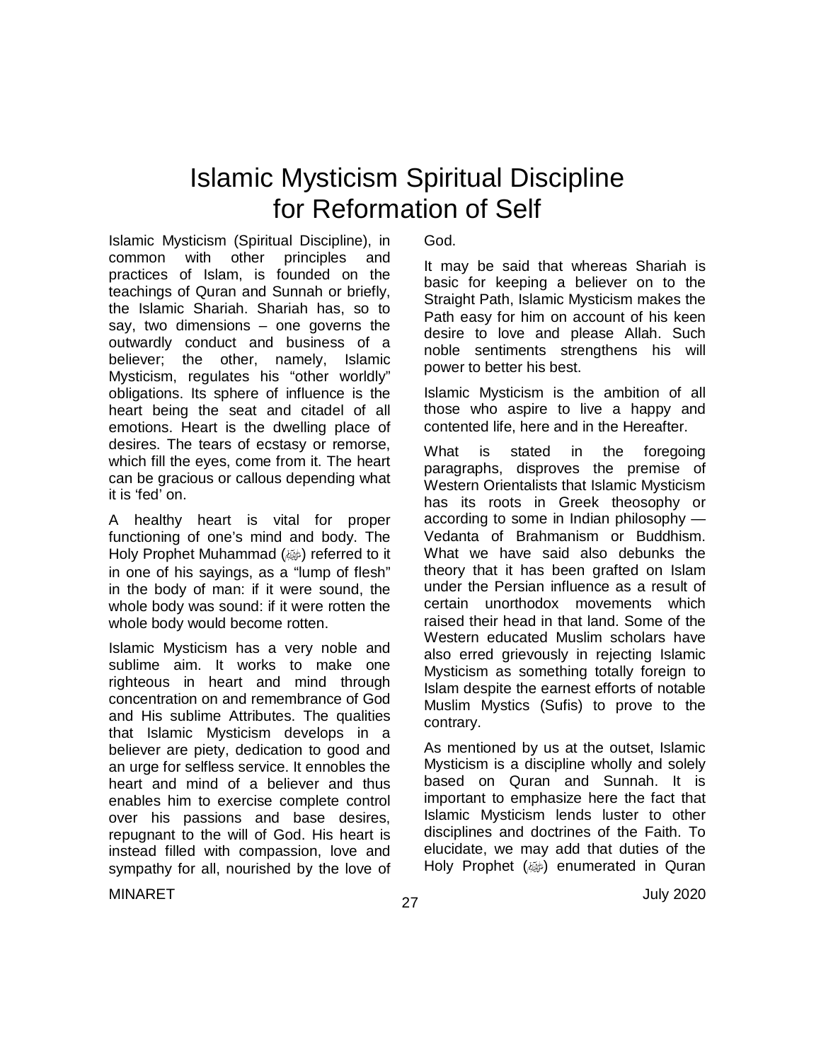# Islamic Mysticism Spiritual Discipline for Reformation of Self

Islamic Mysticism (Spiritual Discipline), in common with other principles and practices of Islam, is founded on the teachings of Quran and Sunnah or briefly, the Islamic Shariah. Shariah has, so to say, two dimensions – one governs the outwardly conduct and business of a believer; the other, namely, Islamic Mysticism, regulates his "other worldly" obligations. Its sphere of influence is the heart being the seat and citadel of all emotions. Heart is the dwelling place of desires. The tears of ecstasy or remorse, which fill the eyes, come from it. The heart can be gracious or callous depending what it is 'fed' on.

A healthy heart is vital for proper functioning of one's mind and body. The Holy Prophet Muhammad (ﷺ) referred to it in one of his sayings, as a "lump of flesh" in the body of man: if it were sound, the whole body was sound: if it were rotten the whole body would become rotten.

Islamic Mysticism has a very noble and sublime aim. It works to make one righteous in heart and mind through concentration on and remembrance of God and His sublime Attributes. The qualities that Islamic Mysticism develops in a believer are piety, dedication to good and an urge for selfless service. It ennobles the heart and mind of a believer and thus enables him to exercise complete control over his passions and base desires, repugnant to the will of God. His heart is instead filled with compassion, love and sympathy for all, nourished by the love of God.

It may be said that whereas Shariah is basic for keeping a believer on to the Straight Path, Islamic Mysticism makes the Path easy for him on account of his keen desire to love and please Allah. Such noble sentiments strengthens his will power to better his best.

Islamic Mysticism is the ambition of all those who aspire to live a happy and contented life, here and in the Hereafter.

What is stated in the foregoing paragraphs, disproves the premise of Western Orientalists that Islamic Mysticism has its roots in Greek theosophy or according to some in Indian philosophy — Vedanta of Brahmanism or Buddhism. What we have said also debunks the theory that it has been grafted on Islam under the Persian influence as a result of certain unorthodox movements which raised their head in that land. Some of the Western educated Muslim scholars have also erred grievously in rejecting Islamic Mysticism as something totally foreign to Islam despite the earnest efforts of notable Muslim Mystics (Sufis) to prove to the contrary.

As mentioned by us at the outset, Islamic Mysticism is a discipline wholly and solely based on Quran and Sunnah. It is important to emphasize here the fact that Islamic Mysticism lends luster to other disciplines and doctrines of the Faith. To elucidate, we may add that duties of the Holy Prophet (ﷺ) enumerated in Quran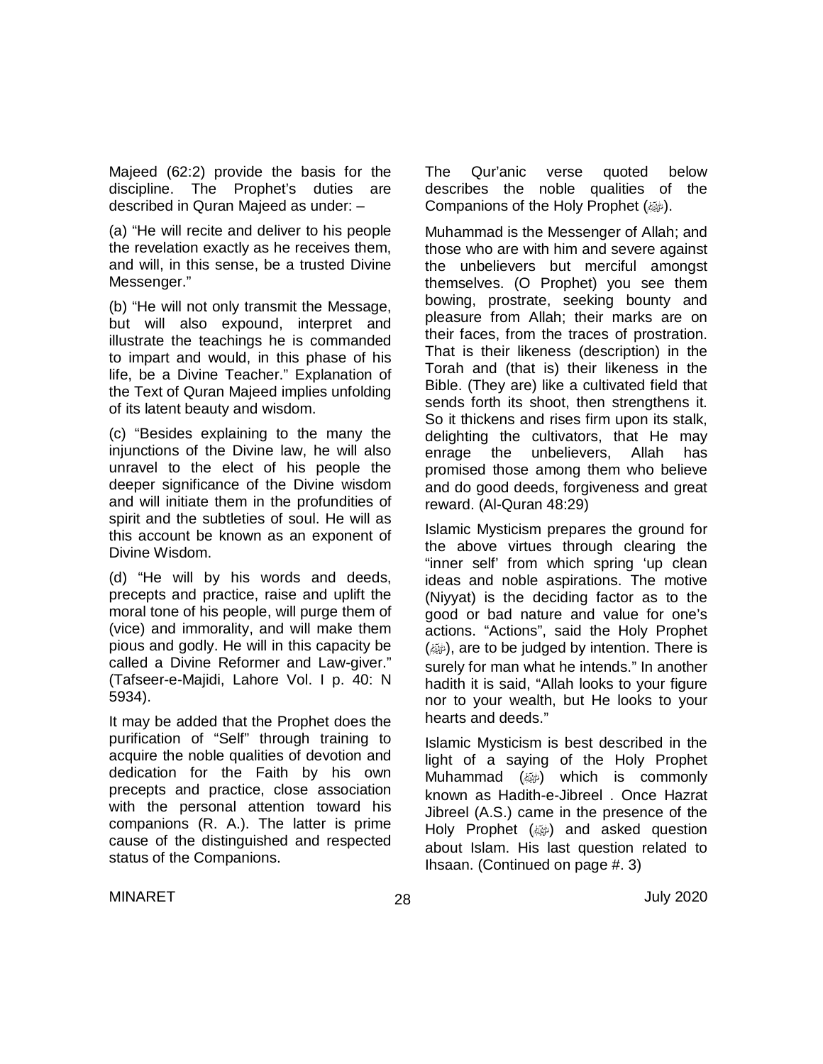Majeed (62:2) provide the basis for the discipline. The Prophet's duties are described in Quran Majeed as under: –

(a) "He will recite and deliver to his people the revelation exactly as he receives them, and will, in this sense, be a trusted Divine Messenger."

(b) "He will not only transmit the Message, but will also expound, interpret and illustrate the teachings he is commanded to impart and would, in this phase of his life, be a Divine Teacher." Explanation of the Text of Quran Majeed implies unfolding of its latent beauty and wisdom.

(c) "Besides explaining to the many the injunctions of the Divine law, he will also unravel to the elect of his people the deeper significance of the Divine wisdom and will initiate them in the profundities of spirit and the subtleties of soul. He will as this account be known as an exponent of Divine Wisdom.

(d) "He will by his words and deeds, precepts and practice, raise and uplift the moral tone of his people, will purge them of (vice) and immorality, and will make them pious and godly. He will in this capacity be called a Divine Reformer and Law-giver." (Tafseer-e-Majidi, Lahore Vol. I p. 40: N 5934).

It may be added that the Prophet does the purification of "Self" through training to acquire the noble qualities of devotion and dedication for the Faith by his own precepts and practice, close association with the personal attention toward his companions (R. A.). The latter is prime cause of the distinguished and respected status of the Companions.

The Qur'anic verse quoted below describes the noble qualities of the Companions of the Holy Prophet (ﷺ).

Muhammad is the Messenger of Allah; and those who are with him and severe against the unbelievers but merciful amongst themselves. (O Prophet) you see them bowing, prostrate, seeking bounty and pleasure from Allah; their marks are on their faces, from the traces of prostration. That is their likeness (description) in the Torah and (that is) their likeness in the Bible. (They are) like a cultivated field that sends forth its shoot, then strengthens it. So it thickens and rises firm upon its stalk, delighting the cultivators, that He may enrage the unbelievers, Allah has promised those among them who believe and do good deeds, forgiveness and great reward. (Al-Quran 48:29)

Islamic Mysticism prepares the ground for the above virtues through clearing the "inner self' from which spring 'up clean ideas and noble aspirations. The motive (Niyyat) is the deciding factor as to the good or bad nature and value for one's actions. "Actions", said the Holy Prophet (ﷺ), are to be judged by intention. There is surely for man what he intends." In another hadith it is said, "Allah looks to your figure nor to your wealth, but He looks to your hearts and deeds."

Islamic Mysticism is best described in the light of a saying of the Holy Prophet Muhammad (ﷺ) which is commonly known as Hadith-e-Jibreel . Once Hazrat Jibreel (A.S.) came in the presence of the Holy Prophet (ﷺ) and asked question about Islam. His last question related to Ihsaan. (Continued on page #. 3)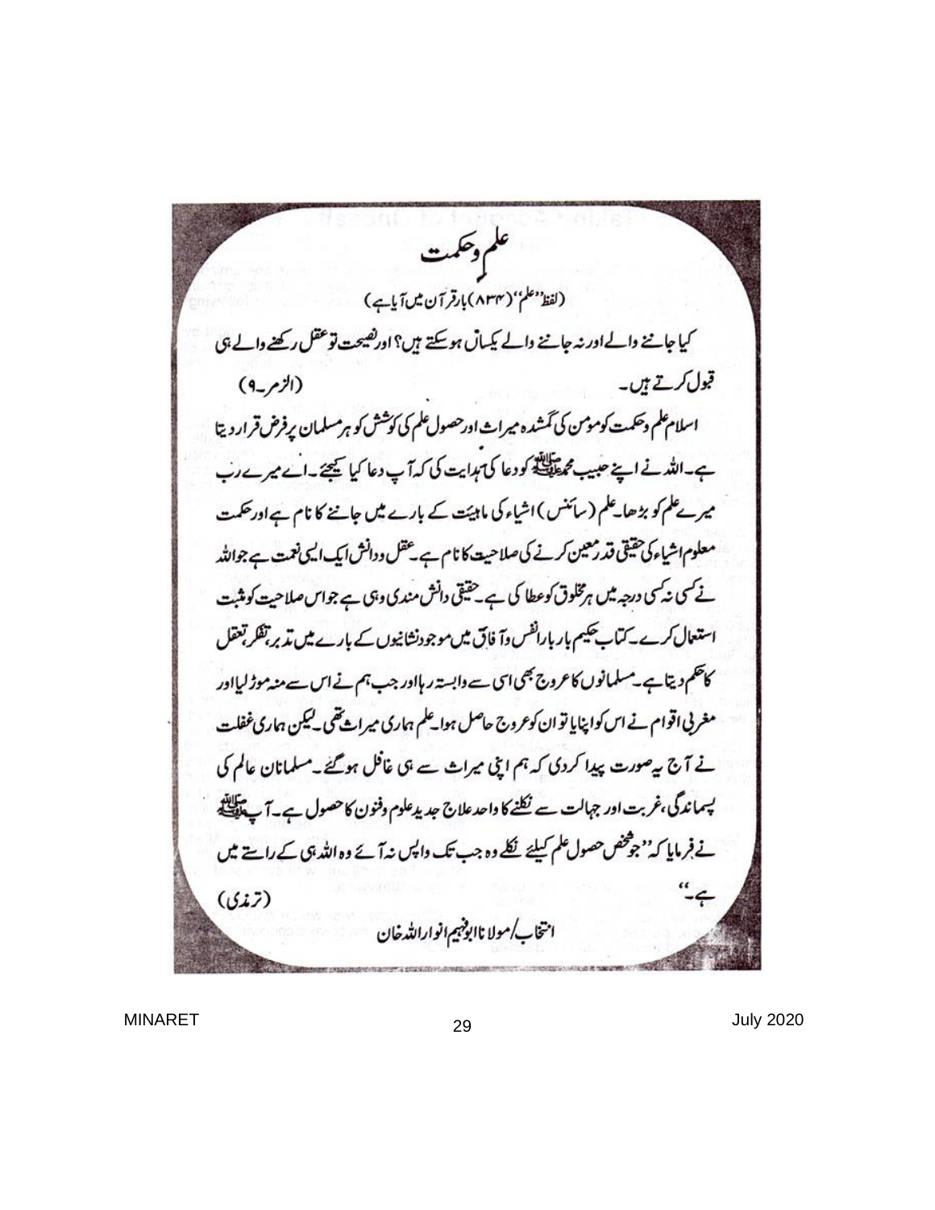# علم و حکمت

(لفظ "علم" (۸۳۴) بار قرآن میں آیا ہے)

کیا جاننے والے اور نہ جاننے والے یکساں ہو سکتے ہیں؟ اور نصیحت تو عقل رکھنے والے ہی قبول کرتے ہیں۔ (الزمر۔۹)

اسلام علم و حکمت کو مومن کی گمشدہ میراث اور حصول علم کی کوشش کو ہر مسلمان پر فرض قرار دیتا ہے۔ اللہ نے اپنے حبیب محمد ﷺ کو دعا کی ہدایت کی کہ آپ دعا کیا کیجئے۔ اے میرے رب میرے علم کو بڑھا۔ علم (سائنس) اشیاء کی ماہیت کے بارے میں جاننے کا نام ہے اور حکمت معلوم اشیاء کی حقیقی قدر معین کرنے کی صلاحیت کا نام ہے۔ عقل و دانش ایک ایسی نعمت ہے جو اللہ نے کسی نہ کسی درجہ میں ہر مخلوق کو عطا کی ہے۔ حقیقی دانش مندی وہی ہے جو اس صلاحیت کو مثبت استعمال کرے۔ کتاب حکیم بار بار انفس و آفاق میں موجود نشانیوں کے بارے میں تدبر، تفکر، تعقل کا حکم دیتا ہے۔ مسلمانوں کا عروج بھی اسی سے وابستہ رہا اور جب ہم نے اس سے منہ موڑ لیا اور مغربی اقوام نے اس کو اپنایا تو ان کو عروج حاصل ہوا۔ علم ہماری میراث تھی۔ لیکن ہماری غفلت نے آج یہ صورت پیدا کر دی کہ ہم اپنی میراث سے ہی غافل ہو گئے۔ مسلمانان عالم کی پسماندگی، غربت اور جہالت سے نکلنے کا واحد علاج جدید علوم و فنون کا حصول ہے۔ آپ ﷺ نے فرمایا کہ "جو شخص حصول علم کیلئے نکلے وہ جب تک واپس نہ آئے وہ اللہ ہی کے راستے میں ہے۔" (ترمذی)

انتخاب/مولانا ابوفہیم انوار اللہ خان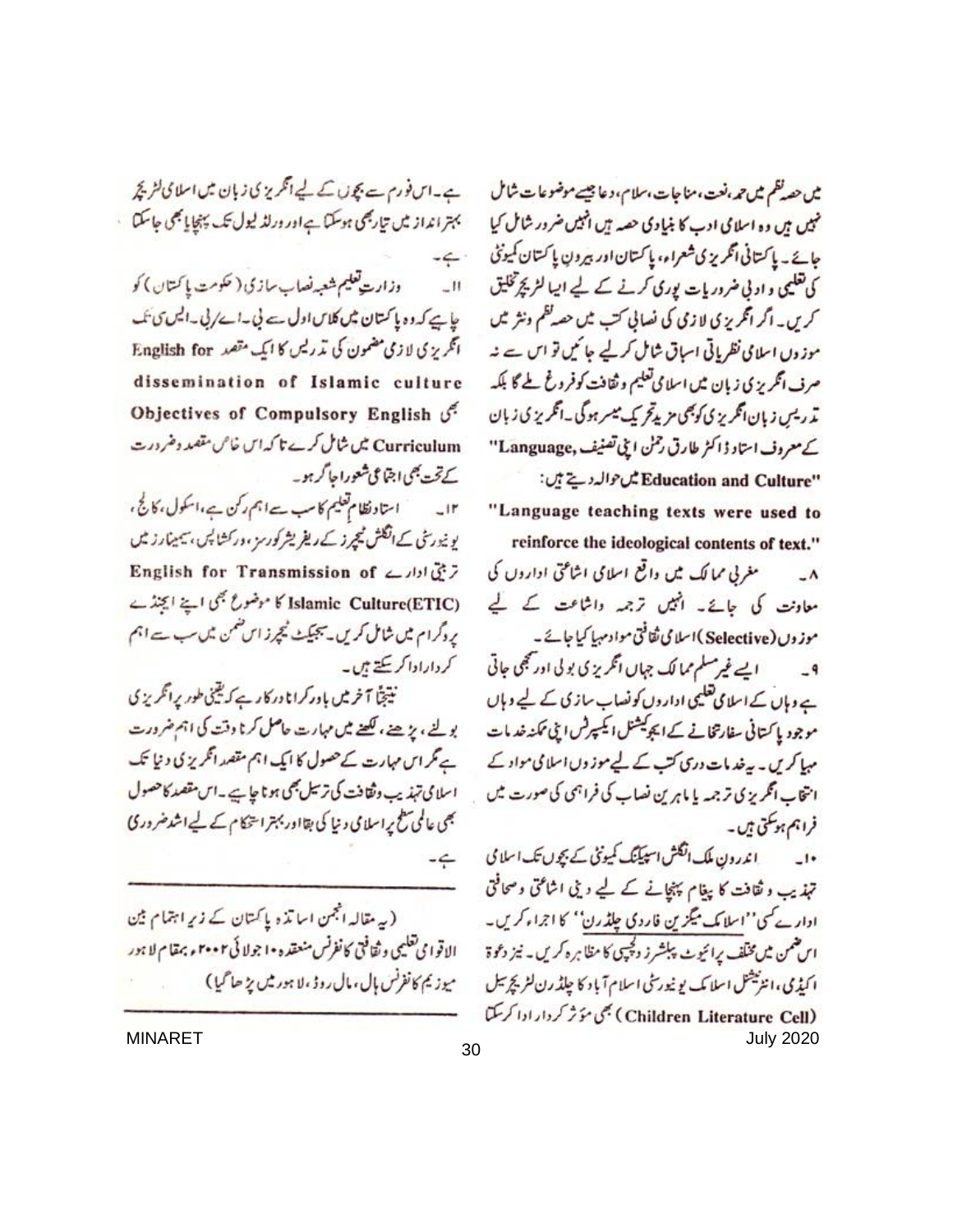میں حصہ نظم میں حمد، نعت، مناجات، سلام، دعا جیسے موضوعات شامل نہیں ہیں وہ اسلامی ادب کا بنیادی حصہ ہیں انہیں ضرور شامل کیا جائے۔ پاکستانی انگریزی شعراء، پاکستان اور بیرونِ پاکستان کیونٹی کی تعلیمی و ادبی ضروریات پوری کرنے کے لیے ایسا لٹریچر تخلیق کریں۔ اگر انگریزی لازمی کی نصابی کتب میں حصہ نظم ونثر میں موزوں اسلامی نظریاتی اسباق شامل کر لیے جائیں تو اس سے نہ صرف انگریزی زبان میں اسلامی تعلیم و ثقافت کو فروغ ملے گا بلکہ تدریسِ زبان انگریزی کو بھی مزید تحریک میسر ہوگی۔ انگریزی زبان کے معروف استاد ڈاکٹر طارق رحمٰن اپنی تصنیف "Language, Education and Culture" میں حوالہ دیتے ہیں:

"Language teaching texts were used to reinforce the ideological contents of text."

۸۔ مغربی ممالک میں واقع اسلامی اشاعتی اداروں کی معاونت کی جائے۔ انہیں ترجمہ و اشاعت کے لیے موزوں (Selective) اسلامی ثقافتی مواد مہیا کیا جائے۔

۹۔ ایسے غیر مسلم ممالک جہاں انگریزی بولی اور سمجھی جاتی ہے وہاں کے اسلامی تعلیمی اداروں کو نصاب سازی کے لیے وہاں موجود پاکستانی سفارتخانے کے ایجوکیشنل ایکسپرٹس اپنی ممکنہ خدمات مہیا کریں۔ یہ خدمات درسی کتب کے لیے موزوں اسلامی مواد کے انتخاب انگریزی ترجمہ یا ماہرین نصاب کی فراہمی کی صورت میں فراہم ہوسکتی ہیں۔

۱۰۔ اندرونِ ملک انگلش اسپیکنگ کیونٹی کے بچوں تک اسلامی تہذیب و ثقافت کا پیغام پہنچانے کے لیے دینی اشاعتی و صحافتی ادارے کسی ''اسلامک میگزین فار دی چلڈرن'' کا اجراء کریں۔ اس ضمن میں مختلف پرائیوٹ پبلشرز دلچسپی کا مظاہرہ کریں۔ نیز دعوۃ اکیڈمی، انٹرنیشنل اسلامک یونیورسٹی اسلام آباد کا چلڈرن لٹریچر سیل (Children Literature Cell) بھی مؤثر کردار ادا کرسکتا ہے۔ اس فورم سے بچوں کے لیے انگریزی زبان میں اسلامی لٹریچر بہتر انداز میں تیار بھی ہوسکتا ہے اور ورلڈ لیول تک پہنچایا بھی جاسکتا ہے۔

۱۱۔ وزارتِ تعلیم شعبہ نصاب سازی (حکومتِ پاکستان) کو چاہیے کہ وہ پاکستان میں کلاس اول سے بی۔اے/بی۔ایس سی تک انگریزی لازمی مضمون کی تدریس کا ایک مقصد English for dissemination of Islamic culture بھی Objectives of Compulsory English Curriculum میں شامل کرے تاکہ اس خاص مقصد و ضرورت کے تحت بھی اجتماعی شعور اجاگر ہو۔

۱۲۔ استاد نظامِ تعلیم کا سب سے اہم رکن ہے، اسکول، کالج، یونیورسٹی کے انگلش ٹیچرز کے ریفریشر کورسز، ورکشاپس، سیمینارز میں تربیتی ادارے English for Transmission of Islamic Culture(ETIC) کا موضوع بھی اپنے ایجنڈے پروگرام میں شامل کریں۔ سبجیکٹ ٹیچرز اس ضمن میں سب سے اہم کردار ادا کر سکتے ہیں۔

نتیجتاً آخر میں باور کرانا درکار ہے کہ یقینی طور پر انگریزی بولنے، پڑھنے، لکھنے میں مہارت حاصل کرنا وقت کی اہم ضرورت ہے مگر اس مہارت کے حصول کا ایک اہم مقصد انگریزی دنیا تک اسلامی تہذیب وثقافت کی ترسیل بھی ہونا چاہیے۔ اس مقصد کا حصول بھی عالمی سطح پر اسلامی دنیا کی بقا اور بہتر استحکام کے لیے اشد ضروری ہے۔

---

(یہ مقالہ انجمن اساتذہ پاکستان کے زیر اہتمام بین الاقوامی تعلیمی و ثقافتی کانفرنس منعقدہ ۱۰ جولائی ۲۰۰۲ء بمقام لاہور میوزیم کانفرنس ہال، مال روڈ، لاہور میں پڑھا گیا)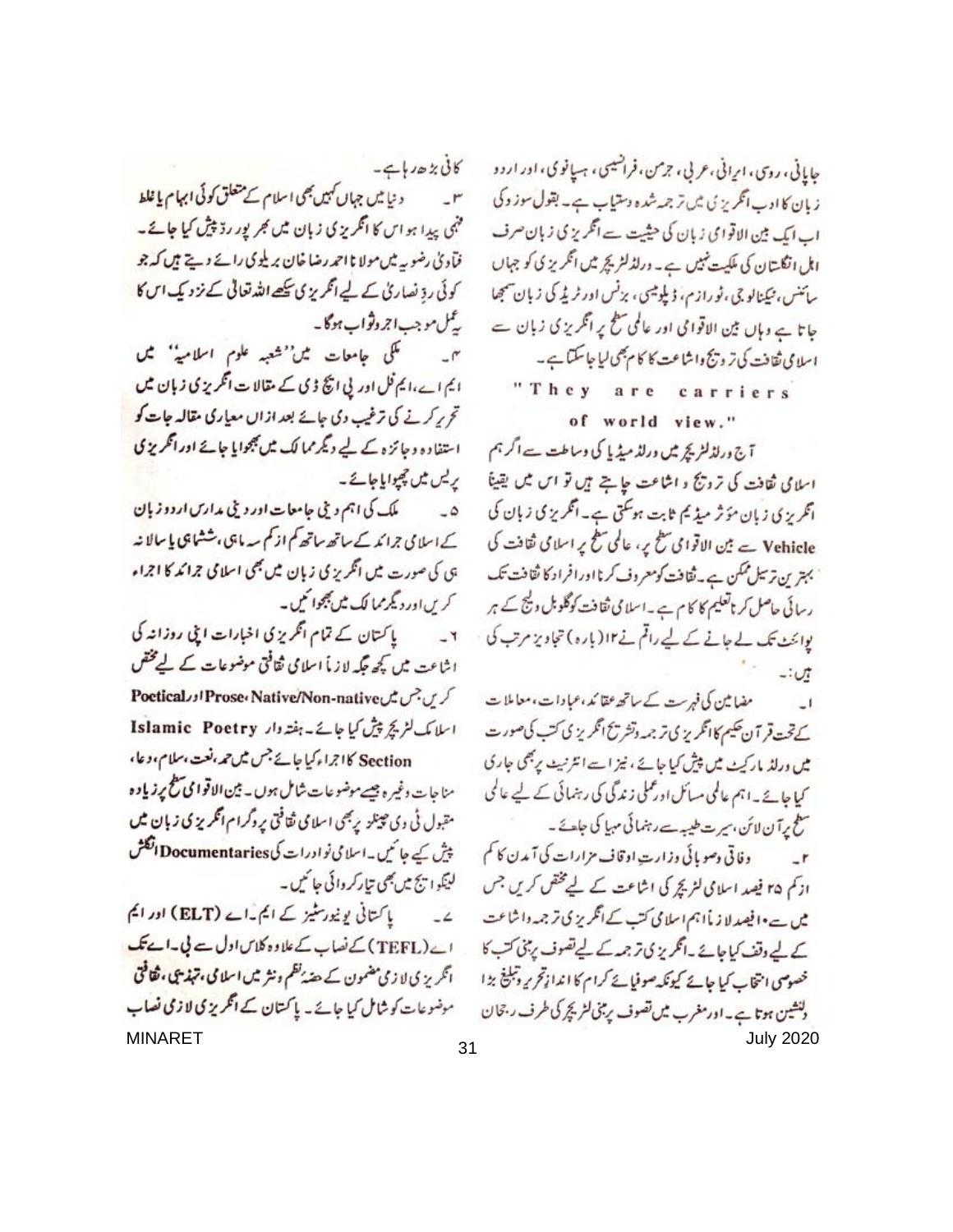جاپانی، روسی، ایرانی، عربی، جرمن، فرانسیسی، ہسپانوی، اور اردو زبان کا ادب انگریزی میں ترجمہ شدہ دستیاب ہے۔ بقول سوز وکی اب ایک بین الاقوامی زبان کی حیثیت سے انگریزی زبان صرف اہل انگلستان کی ملکیت نہیں ہے۔ ورلڈ لٹریچر میں انگریزی کو جہاں سائنس، ٹیکنالوجی، ٹورازم، ڈپلومیسی، بزنس اور ٹریڈ کی زبان سمجھا جاتا ہے وہاں بین الاقوامی اور عالمی سطح پر انگریزی زبان سے اسلامی ثقافت کی ترویج واشاعت کا کام بھی لیا جاسکتا ہے۔

"They are carriers of world view."

آج ورلڈ لٹریچر میں ورلڈ میڈیا کی وساطت سے اگر ہم اسلامی ثقافت کی ترویج و اشاعت چاہتے ہیں تو اس میں یقیناً انگریزی زبان مؤثر میڈیم ثابت ہوسکتی ہے۔ انگریزی زبان کی Vehicle سے بین الاقوامی سطح پر، عالمی سطح پر اسلامی ثقافت کی بہترین ترسیل ممکن ہے۔ ثقافت کو معروف کرنا اور افراد کا ثقافت تک رسائی حاصل کرنا تعلیم کا کام ہے۔ اسلامی ثقافت کو گلوبل ویلیج کے ہر پوائنٹ تک لے جانے کے لیے راقم نے ۱۲ (بارہ) تجاویز مرتب کی ہیں:۔

۱۔ مضامین کی فہرست کے ساتھ عقائد، عبادات، معاملات کے تحت قرآن حکیم کا انگریزی ترجمہ وتشریح انگریزی کتب کی صورت میں ورلڈ مارکیٹ میں پیش کیا جائے، نیز اسے انٹرنیٹ پر بھی جاری کیا جائے۔ اہم عالمی مسائل اور عملی زندگی کی رہنمائی کے لیے عالمی سطح پر آن لائن، سیرت طیبہ سے رہنمائی مہیا کی جائے۔

۲۔ وفاقی وصوبائی وزارتِ اوقاف مزارات کی آمدن کا کم از کم ۲۵ فیصد اسلامی لٹریچر کی اشاعت کے لیے مختص کریں جس میں سے ۱۰ فیصد لازماً اہم اسلامی کتب کے انگریزی ترجمہ واشاعت کے لیے وقف کیا جائے۔ انگریزی ترجمہ کے لیے تصوف پر مبنی کتب کا خصوصی انتخاب کیا جائے کیونکہ صوفیائے کرام کا اندازِ تحریر وتبلیغ بڑا دلنشین ہوتا ہے۔ اور مغرب میں تصوف پر مبنی لٹریچر کی طرف رجحان کافی بڑھ رہا ہے۔

۳۔ دنیا میں جہاں کہیں بھی اسلام کے متعلق کوئی ابہام یا غلط فہمی پیدا ہو اس کا انگریزی زبان میں بھر پور ردّ پیش کیا جائے۔ فتاویٰ رضویہ میں مولانا احمد رضا خان بریلوی رائے دیتے ہیں کہ جو کوئی ردِّ نصاریٰ کے لیے انگریزی سیکھے اللہ تعالیٰ کے نزدیک اس کا یہ عمل موجب اجر وثواب ہوگا۔

۴۔ ملکی جامعات میں ''شعبہ علوم اسلامیہ'' میں ایم اے، ایم فل اور پی ایچ ڈی کے مقالات انگریزی زبان میں تحریر کرنے کی ترغیب دی جائے بعد ازاں معیاری مقالہ جات کو استفادہ وجائزہ کے لیے دیگر ممالک میں بھجوایا جائے اور انگریزی پریس میں چھپوایا جائے۔

۵۔ ملک کی اہم دینی جامعات اور دینی مدارس اردو زبان کے اسلامی جرائد کے ساتھ ساتھ کم از کم سہ ماہی، ششماہی یا سالانہ ہی کی صورت میں انگریزی زبان میں بھی اسلامی جرائد کا اجراء کریں اور دیگر ممالک میں بھجوائیں۔

۶۔ پاکستان کے تمام انگریزی اخبارات اپنی روزانہ کی اشاعت میں کچھ جگہ لازماً اسلامی ثقافتی موضوعات کے لیے مختص کریں جس میں Native/Non-native، Prose اور Poetical اسلامک لٹریچر پیش کیا جائے۔ ہفتہ وار Islamic Poetry Section کا اجراء کیا جائے جس میں حمد، نعت، سلام، دعا، مناجات وغیرہ جیسے موضوعات شامل ہوں۔ بین الاقوامی سطح پر زیادہ مقبول ٹی وی چینلز پر بھی اسلامی ثقافتی پروگرام انگریزی زبان میں پیش کیے جائیں۔ اسلامی نوادرات کی Documentaries انگلش لینگوایج میں بھی تیار کروائی جائیں۔

۷۔ پاکستانی یونیورسٹیز کے ایم۔اے (ELT) اور ایم اے (TEFL) کے نصاب کے علاوہ کلاس اول سے بی۔اے تک انگریزی لازمی مضمون کے حصہ نظم ونثر میں اسلامی، تہذیبی، ثقافتی موضوعات کو شامل کیا جائے۔ پاکستان کے انگریزی لازمی نصاب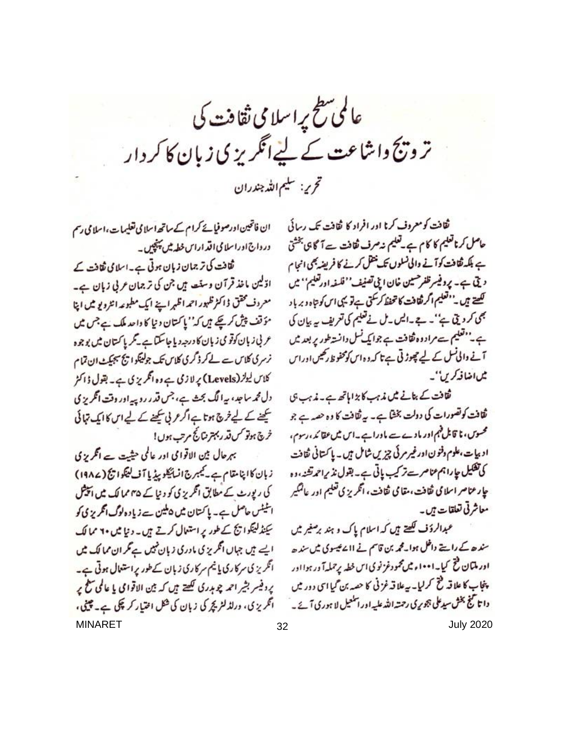# عالمی سطح پر اسلامی ثقافت کی ترویج و اشاعت کے لیے انگریزی زبان کا کردار

تحریر: سلیم اللہ جندران

ثقافت کو معروف کرنا اور افراد کا ثقافت تک رسائی حاصل کرنا تعلیم کا کام ہے۔ تعلیم نہ صرف ثقافت سے آگاہی بخشتی ہے بلکہ ثقافت کو آنے والی نسلوں تک منتقل کرنے کا فریضہ بھی انجام دیتی ہے۔ پروفیسر ظفر حسین خان اپنی تصنیف ''فلسفہ اور تعلیم'' میں لکھتے ہیں ۔''تعلیم اگر ثقافت کا تحفظ کر سکتی ہے تو یہی اس کو تباہ و برباد بھی کر دیتی ہے''۔ جے۔ایس۔مل نے تعلیم کی تعریف یہ بیان کی ہے۔''تعلیم سے مراد وہ ثقافت ہے جو ایک نسل دانستہ طور پر بعد میں آنے والی نسل کے لیے چھوڑتی ہے تاکہ وہ اس کو محفوظ رکھیں اور اس میں اضافہ کریں''۔

ثقافت کے بنانے میں مذہب کا بڑا ہاتھ ہے۔ مذہب ہی ثقافت کو تصورات کی دولت بخشتا ہے۔ یہ ثقافت کا وہ حصہ ہے جو محسوس، نا قابل فہم اور مادے سے ماورا ہے۔ اس میں عقائد، رسوم، ادبیات، علوم و فنون اور غیر مرئی چیزیں شامل ہیں۔ پاکستانی ثقافت کی تشکیل چار اہم عناصر سے ترکیب پاتی ہے۔ بقول نذیر احمد تشنہ، وہ چار عناصر اسلامی ثقافت، مقامی ثقافت، انگریزی تعلیم اور عالمگیر معاشرتی تعلقات ہیں۔

عبدالرؤف لکھتے ہیں کہ اسلام پاک و ہند برصغیر میں سندھ کے راستے داخل ہوا۔ محمد بن قاسم نے ۷۱۱ عیسوی میں سندھ اور ملتان فتح کیا۔ ۱۰۰۱ء میں محمود غزنوی اس خطہ پر حملہ آور ہوا اور پنجاب کا علاقہ فتح کر لیا۔ یہ علاقہ غزنی کا حصہ بن گیا اسی دور میں داتا گنج بخش سید علی ہجویری رحمۃ اللہ علیہ اور اسمٰعیل لاہوری آئے۔ ان فاتحین اور صوفیائے کرام کے ساتھ اسلامی تعلیمات، اسلامی رسم و رواج اور اسلامی اقدار اس خطہ میں پہنچیں۔

ثقافت کی ترجمان زبان ہوتی ہے۔ اسلامی ثقافت کے اوّلین ماخذ قرآن و سنت ہیں جن کی ترجمان عربی زبان ہے۔ معروف محقق ڈاکٹر ظہور احمد اظہر اپنے ایک مطبوعہ انٹرویو میں اپنا مؤقف پیش کر چکے ہیں کہ ''پاکستان دنیا کا واحد ملک ہے جس میں عربی زبان کو قومی زبان کا درجہ دیا جا سکتا ہے۔ مگر پاکستان میں بوجوہ نرسری کلاس سے لے کر ڈگری کلاس تک جو لینگوایج سبجیکٹ ان تمام کلاس لیولز (Levels) پر لازمی ہے وہ انگریزی ہے۔ بقول ڈاکٹر دل محمد ساجد، یہ الگ بحث ہے، جس قدر روپیہ اور وقت انگریزی سیکھنے کے لیے خرچ ہوتا ہے اگر عربی سیکھنے کے لیے اس کا ایک تہائی خرچ ہو تو کس قدر بہتر نتائج مرتب ہوں!

بہرحال بین الاقوامی اور عالمی حیثیت سے انگریزی زبان کا اپنا مقام ہے۔ کیمبرج انسائیکلوپیڈیا آف لینگوایج (۱۹۸۷) کی رپورٹ کے مطابق انگریزی کو دنیا کے ۴۵ ممالک میں اسپیشل اسٹیٹس حاصل ہے۔ پاکستان میں ۵ ملین سے زیادہ لوگ انگریزی کو سیکنڈ لینگوایج کے طور پر استعمال کرتے ہیں۔ دنیا میں ۶۰ ممالک ایسے ہیں جہاں انگریزی مادری زبان نہیں ہے مگر ان ممالک میں انگریزی سرکاری یا نیم سرکاری زبان کے طور پر استعمال ہوتی ہے۔ پروفیسر بشیر احمد چوہدری لکھتے ہیں کہ بین الاقوامی یا عالمی سطح پر انگریزی، ورلڈ لٹریچر کی زبان کی شکل اختیار کر چکی ہے۔ چینی،